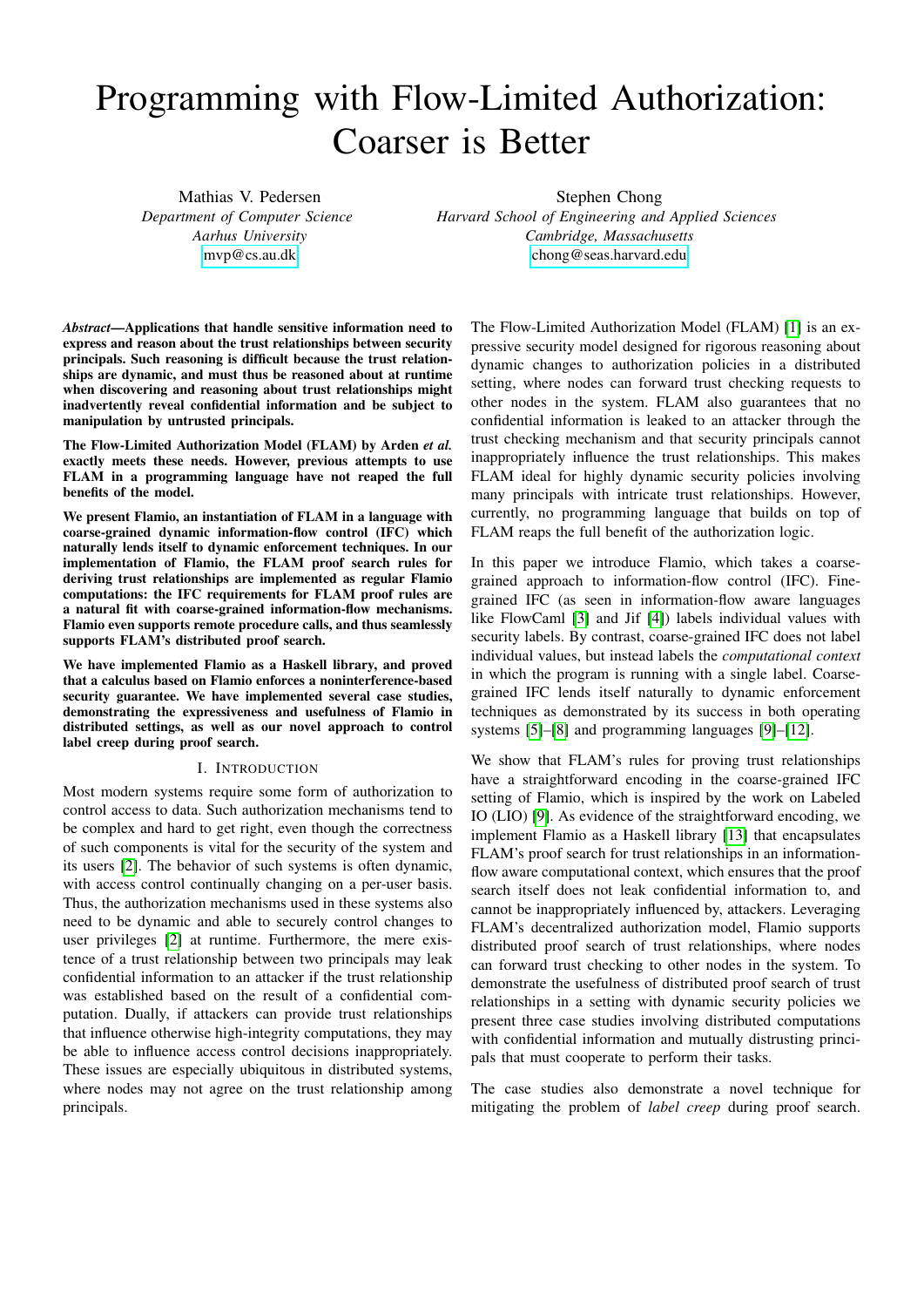# Programming with Flow-Limited Authorization: Coarser is Better

Mathias V. Pedersen
*Department of Computer Science*
*Aarhus University*
mvp@cs.au.dk

Stephen Chong
*Harvard School of Engineering and Applied Sciences*
*Cambridge, Massachusetts*
chong@seas.harvard.edu

***Abstract*—Applications that handle sensitive information need to express and reason about the trust relationships between security principals. Such reasoning is difficult because the trust relationships are dynamic, and must thus be reasoned about at runtime when discovering and reasoning about trust relationships might inadvertently reveal confidential information and be subject to manipulation by untrusted principals.**

**The Flow-Limited Authorization Model (FLAM) by Arden *et al.* exactly meets these needs. However, previous attempts to use FLAM in a programming language have not reaped the full benefits of the model.**

**We present Flamio, an instantiation of FLAM in a language with coarse-grained dynamic information-flow control (IFC) which naturally lends itself to dynamic enforcement techniques. In our implementation of Flamio, the FLAM proof search rules for deriving trust relationships are implemented as regular Flamio computations: the IFC requirements for FLAM proof rules are a natural fit with coarse-grained information-flow mechanisms. Flamio even supports remote procedure calls, and thus seamlessly supports FLAM's distributed proof search.**

**We have implemented Flamio as a Haskell library, and proved that a calculus based on Flamio enforces a noninterference-based security guarantee. We have implemented several case studies, demonstrating the expressiveness and usefulness of Flamio in distributed settings, as well as our novel approach to control label creep during proof search.**

## I. Introduction

Most modern systems require some form of authorization to control access to data. Such authorization mechanisms tend to be complex and hard to get right, even though the correctness of such components is vital for the security of the system and its users [2]. The behavior of such systems is often dynamic, with access control continually changing on a per-user basis. Thus, the authorization mechanisms used in these systems also need to be dynamic and able to securely control changes to user privileges [2] at runtime. Furthermore, the mere existence of a trust relationship between two principals may leak confidential information to an attacker if the trust relationship was established based on the result of a confidential computation. Dually, if attackers can provide trust relationships that influence otherwise high-integrity computations, they may be able to influence access control decisions inappropriately. These issues are especially ubiquitous in distributed systems, where nodes may not agree on the trust relationship among principals.

The Flow-Limited Authorization Model (FLAM) [1] is an expressive security model designed for rigorous reasoning about dynamic changes to authorization policies in a distributed setting, where nodes can forward trust checking requests to other nodes in the system. FLAM also guarantees that no confidential information is leaked to an attacker through the trust checking mechanism and that security principals cannot inappropriately influence the trust relationships. This makes FLAM ideal for highly dynamic security policies involving many principals with intricate trust relationships. However, currently, no programming language that builds on top of FLAM reaps the full benefit of the authorization logic.

In this paper we introduce Flamio, which takes a coarse-grained approach to information-flow control (IFC). Fine-grained IFC (as seen in information-flow aware languages like FlowCaml [3] and Jif [4]) labels individual values with security labels. By contrast, coarse-grained IFC does not label individual values, but instead labels the *computational context* in which the program is running with a single label. Coarse-grained IFC lends itself naturally to dynamic enforcement techniques as demonstrated by its success in both operating systems [5]–[8] and programming languages [9]–[12].

We show that FLAM's rules for proving trust relationships have a straightforward encoding in the coarse-grained IFC setting of Flamio, which is inspired by the work on Labeled IO (LIO) [9]. As evidence of the straightforward encoding, we implement Flamio as a Haskell library [13] that encapsulates FLAM's proof search for trust relationships in an information-flow aware computational context, which ensures that the proof search itself does not leak confidential information to, and cannot be inappropriately influenced by, attackers. Leveraging FLAM's decentralized authorization model, Flamio supports distributed proof search of trust relationships, where nodes can forward trust checking to other nodes in the system. To demonstrate the usefulness of distributed proof search of trust relationships in a setting with dynamic security policies we present three case studies involving distributed computations with confidential information and mutually distrusting principals that must cooperate to perform their tasks.

The case studies also demonstrate a novel technique for mitigating the problem of *label creep* during proof search.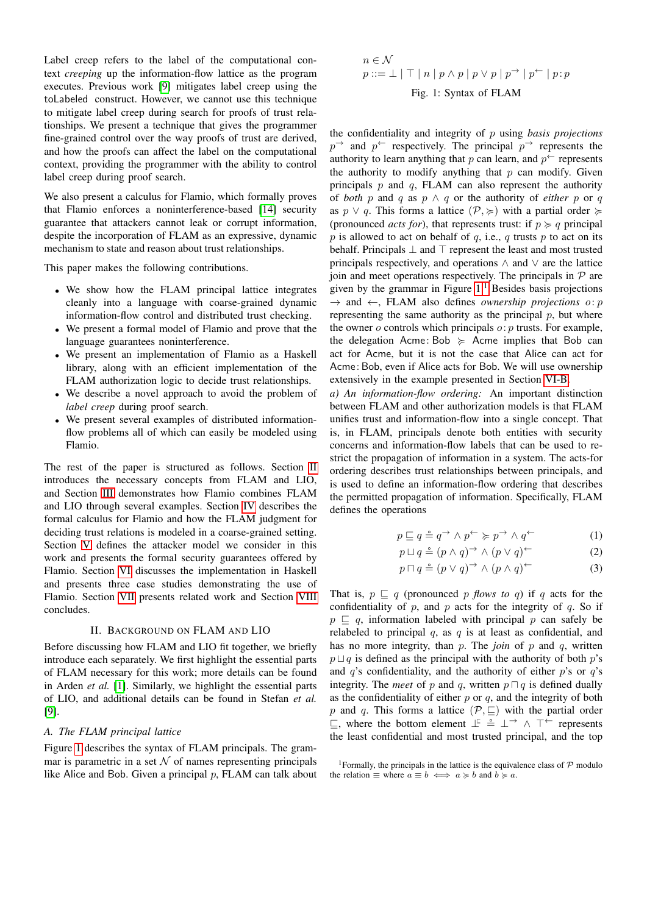Label creep refers to the label of the computational context *creeping* up the information-flow lattice as the program executes. Previous work [9] mitigates label creep using the toLabeled construct. However, we cannot use this technique to mitigate label creep during search for proofs of trust relationships. We present a technique that gives the programmer fine-grained control over the way proofs of trust are derived, and how the proofs can affect the label on the computational context, providing the programmer with the ability to control label creep during proof search.

We also present a calculus for Flamio, which formally proves that Flamio enforces a noninterference-based [14] security guarantee that attackers cannot leak or corrupt information, despite the incorporation of FLAM as an expressive, dynamic mechanism to state and reason about trust relationships.

This paper makes the following contributions.

- We show how the FLAM principal lattice integrates cleanly into a language with coarse-grained dynamic information-flow control and distributed trust checking.
- We present a formal model of Flamio and prove that the language guarantees noninterference.
- We present an implementation of Flamio as a Haskell library, along with an efficient implementation of the FLAM authorization logic to decide trust relationships.
- We describe a novel approach to avoid the problem of *label creep* during proof search.
- We present several examples of distributed information-flow problems all of which can easily be modeled using Flamio.

The rest of the paper is structured as follows. Section II introduces the necessary concepts from FLAM and LIO, and Section III demonstrates how Flamio combines FLAM and LIO through several examples. Section IV describes the formal calculus for Flamio and how the FLAM judgment for deciding trust relations is modeled in a coarse-grained setting. Section V defines the attacker model we consider in this work and presents the formal security guarantees offered by Flamio. Section VI discusses the implementation in Haskell and presents three case studies demonstrating the use of Flamio. Section VII presents related work and Section VIII concludes.

## II. Background on FLAM and LIO

Before discussing how FLAM and LIO fit together, we briefly introduce each separately. We first highlight the essential parts of FLAM necessary for this work; more details can be found in Arden *et al.* [1]. Similarly, we highlight the essential parts of LIO, and additional details can be found in Stefan *et al.* [9].

### A. The FLAM principal lattice

Figure 1 describes the syntax of FLAM principals. The grammar is parametric in a set $\mathcal{N}$ of names representing principals like Alice and Bob. Given a principal $p$, FLAM can talk about

$$
\begin{array}{l}
n \in \mathcal{N} \\
p ::= \bot \mid \top \mid n \mid p \wedge p \mid p \vee p \mid p^{\rightarrow} \mid p^{\leftarrow} \mid p : p
\end{array}
$$

Fig. 1: Syntax of FLAM

the confidentiality and integrity of $p$ using *basis projections* $p^{\rightarrow}$ and $p^{\leftarrow}$ respectively. The principal $p^{\rightarrow}$ represents the authority to learn anything that $p$ can learn, and $p^{\leftarrow}$ represents the authority to modify anything that $p$ can modify. Given principals $p$ and $q$, FLAM can also represent the authority of *both* $p$ and $q$ as $p \wedge q$ or the authority of *either* $p$ or $q$ as $p \vee q$. This forms a lattice $(\mathcal{P}, \succcurlyeq)$ with a partial order $\succcurlyeq$ (pronounced *acts for*), that represents trust: if $p \succcurlyeq q$ principal $p$ is allowed to act on behalf of $q$, i.e., $q$ trusts $p$ to act on its behalf. Principals $\bot$ and $\top$ represent the least and most trusted principals respectively, and operations $\wedge$ and $\vee$ are the lattice join and meet operations respectively. The principals in $\mathcal{P}$ are given by the grammar in Figure 1.[1] Besides basis projections $\rightarrow$ and $\leftarrow$, FLAM also defines *ownership projections* $o\colon p$ representing the same authority as the principal $p$, but where the owner $o$ controls which principals $o\colon p$ trusts. For example, the delegation $\mathsf{Acme}\colon\mathsf{Bob} \succcurlyeq \mathsf{Acme}$ implies that Bob can act for Acme, but it is not the case that Alice can act for $\mathsf{Acme}\colon\mathsf{Bob}$, even if Alice acts for Bob. We will use ownership extensively in the example presented in Section VI-B.

*a) An information-flow ordering:* An important distinction between FLAM and other authorization models is that FLAM unifies trust and information-flow into a single concept. That is, in FLAM, principals denote both entities with security concerns and information-flow labels that can be used to restrict the propagation of information in a system. The acts-for ordering describes trust relationships between principals, and is used to define an information-flow ordering that describes the permitted propagation of information. Specifically, FLAM defines the operations

$$
p \sqsubseteq q \triangleq q^{\rightarrow} \wedge p^{\leftarrow} \succcurlyeq p^{\rightarrow} \wedge q^{\leftarrow} \tag{1}
$$

$$
p \sqcup q \triangleq (p \wedge q)^{\rightarrow} \wedge (p \vee q)^{\leftarrow} \tag{2}
$$

$$
p \sqcap q \triangleq (p \vee q)^{\rightarrow} \wedge (p \wedge q)^{\leftarrow} \tag{3}
$$

That is, $p \sqsubseteq q$ (pronounced $p$ *flows to* $q$) if $q$ acts for the confidentiality of $p$, and $p$ acts for the integrity of $q$. So if $p \sqsubseteq q$, information labeled with principal $p$ can safely be relabeled to principal $q$, as $q$ is at least as confidential, and has no more integrity, than $p$. The *join* of $p$ and $q$, written $p \sqcup q$ is defined as the principal with the authority of both $p$'s confidentiality, and the authority of either $p$'s or $q$'s integrity. The *meet* of $p$ and $q$, written $p \sqcap q$ is defined dually as the confidentiality of either $p$ or $q$, and the integrity of both $p$ and $q$. This forms a lattice $(\mathcal{P}, \sqsubseteq)$ with the partial order $\sqsubseteq$, where the bottom element $\bot\!\!\!\bot \triangleq \bot^{\rightarrow} \wedge \top^{\leftarrow}$ represents the least confidential and most trusted principal, and the top

[1] Formally, the principals in the lattice is the equivalence class of $\mathcal{P}$ modulo the relation $\equiv$ where $a \equiv b \iff a \succcurlyeq b$ and $b \succcurlyeq a$.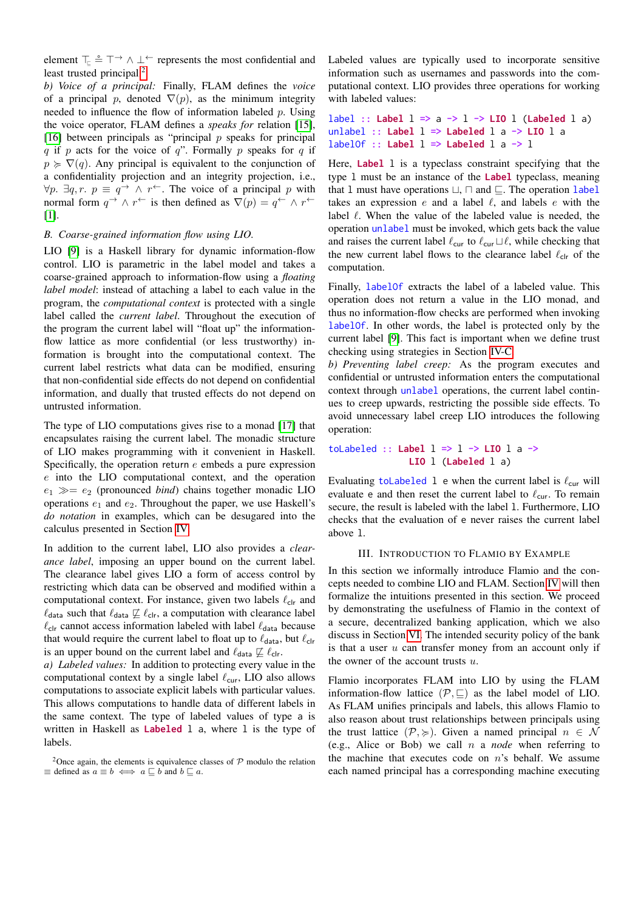element $\top_{\sqsubseteq} \triangleq \top^{\rightarrow} \wedge \bot^{\leftarrow}$ represents the most confidential and least trusted principal.[2]

*b) Voice of a principal:* Finally, FLAM defines the *voice* of a principal $p$, denoted $\nabla(p)$, as the minimum integrity needed to influence the flow of information labeled $p$. Using the voice operator, FLAM defines a *speaks for* relation [15], [16] between principals as "principal $p$ speaks for principal $q$ if $p$ acts for the voice of $q$". Formally $p$ speaks for $q$ if $p \succcurlyeq \nabla(q)$. Any principal is equivalent to the conjunction of a confidentiality projection and an integrity projection, i.e., $\forall p.\ \exists q, r.\ p \equiv q^{\rightarrow} \wedge r^{\leftarrow}$. The voice of a principal $p$ with normal form $q^{\rightarrow} \wedge r^{\leftarrow}$ is then defined as $\nabla(p) = q^{\leftarrow} \wedge r^{\leftarrow}$ [1].

## B. Coarse-grained information flow using LIO.

LIO [9] is a Haskell library for dynamic information-flow control. LIO is parametric in the label model and takes a coarse-grained approach to information-flow using a *floating label model*: instead of attaching a label to each value in the program, the *computational context* is protected with a single label called the *current label*. Throughout the execution of the program the current label will "float up" the information-flow lattice as more confidential (or less trustworthy) information is brought into the computational context. The current label restricts what data can be modified, ensuring that non-confidential side effects do not depend on confidential information, and dually that trusted effects do not depend on untrusted information.

The type of LIO computations gives rise to a monad [17] that encapsulates raising the current label. The monadic structure of LIO makes programming with it convenient in Haskell. Specifically, the operation return $e$ embeds a pure expression $e$ into the LIO computational context, and the operation $e_1 \gg\!= e_2$ (pronounced *bind*) chains together monadic LIO operations $e_1$ and $e_2$. Throughout the paper, we use Haskell's *do notation* in examples, which can be desugared into the calculus presented in Section IV.

In addition to the current label, LIO also provides a *clearance label*, imposing an upper bound on the current label. The clearance label gives LIO a form of access control by restricting which data can be observed and modified within a computational context. For instance, given two labels $\ell_{\mathsf{clr}}$ and $\ell_{\mathsf{data}}$ such that $\ell_{\mathsf{data}} \not\sqsubseteq \ell_{\mathsf{clr}}$, a computation with clearance label $\ell_{\mathsf{clr}}$ cannot access information labeled with label $\ell_{\mathsf{data}}$ because that would require the current label to float up to $\ell_{\mathsf{data}}$, but $\ell_{\mathsf{clr}}$ is an upper bound on the current label and $\ell_{\mathsf{data}} \not\sqsubseteq \ell_{\mathsf{clr}}$.

*a) Labeled values:* In addition to protecting every value in the computational context by a single label $\ell_{\mathsf{cur}}$, LIO also allows computations to associate explicit labels with particular values. This allows computations to handle data of different labels in the same context. The type of labeled values of type a is written in Haskell as **Labeled** l a, where l is the type of labels.

[2] Once again, the elements is equivalence classes of $\mathcal{P}$ modulo the relation $\equiv$ defined as $a \equiv b \iff a \sqsubseteq b$ and $b \sqsubseteq a$.

Labeled values are typically used to incorporate sensitive information such as usernames and passwords into the computational context. LIO provides three operations for working with labeled values:

```
label :: Label l => a -> l -> LIO l (Labeled l a)
unlabel :: Label l => Labeled l a -> LIO l a
labelOf :: Label l => Labeled l a -> l
```

Here, **Label** l is a typeclass constraint specifying that the type l must be an instance of the **Label** typeclass, meaning that l must have operations $\sqcup$, $\sqcap$ and $\sqsubseteq$. The operation label takes an expression $e$ and a label $\ell$, and labels $e$ with the label $\ell$. When the value of the labeled value is needed, the operation unlabel must be invoked, which gets back the value and raises the current label $\ell_{\mathsf{cur}}$ to $\ell_{\mathsf{cur}} \sqcup \ell$, while checking that the new current label flows to the clearance label $\ell_{\mathsf{clr}}$ of the computation.

Finally, labelOf extracts the label of a labeled value. This operation does not return a value in the LIO monad, and thus no information-flow checks are performed when invoking labelOf. In other words, the label is protected only by the current label [9]. This fact is important when we define trust checking using strategies in Section IV-C.

*b) Preventing label creep:* As the program executes and confidential or untrusted information enters the computational context through unlabel operations, the current label continues to creep upwards, restricting the possible side effects. To avoid unnecessary label creep LIO introduces the following operation:

```
toLabeled :: Label l => l -> LIO l a ->
             LIO l (Labeled l a)
```

Evaluating toLabeled l e when the current label is $\ell_{\mathsf{cur}}$ will evaluate e and then reset the current label to $\ell_{\mathsf{cur}}$. To remain secure, the result is labeled with the label l. Furthermore, LIO checks that the evaluation of e never raises the current label above l.

# III. Introduction to Flamio by Example

In this section we informally introduce Flamio and the concepts needed to combine LIO and FLAM. Section IV will then formalize the intuitions presented in this section. We proceed by demonstrating the usefulness of Flamio in the context of a secure, decentralized banking application, which we also discuss in Section VI. The intended security policy of the bank is that a user $u$ can transfer money from an account only if the owner of the account trusts $u$.

Flamio incorporates FLAM into LIO by using the FLAM information-flow lattice $(\mathcal{P}, \sqsubseteq)$ as the label model of LIO. As FLAM unifies principals and labels, this allows Flamio to also reason about trust relationships between principals using the trust lattice $(\mathcal{P}, \succcurlyeq)$. Given a named principal $n \in \mathcal{N}$ (e.g., Alice or Bob) we call $n$ a *node* when referring to the machine that executes code on $n$'s behalf. We assume each named principal has a corresponding machine executing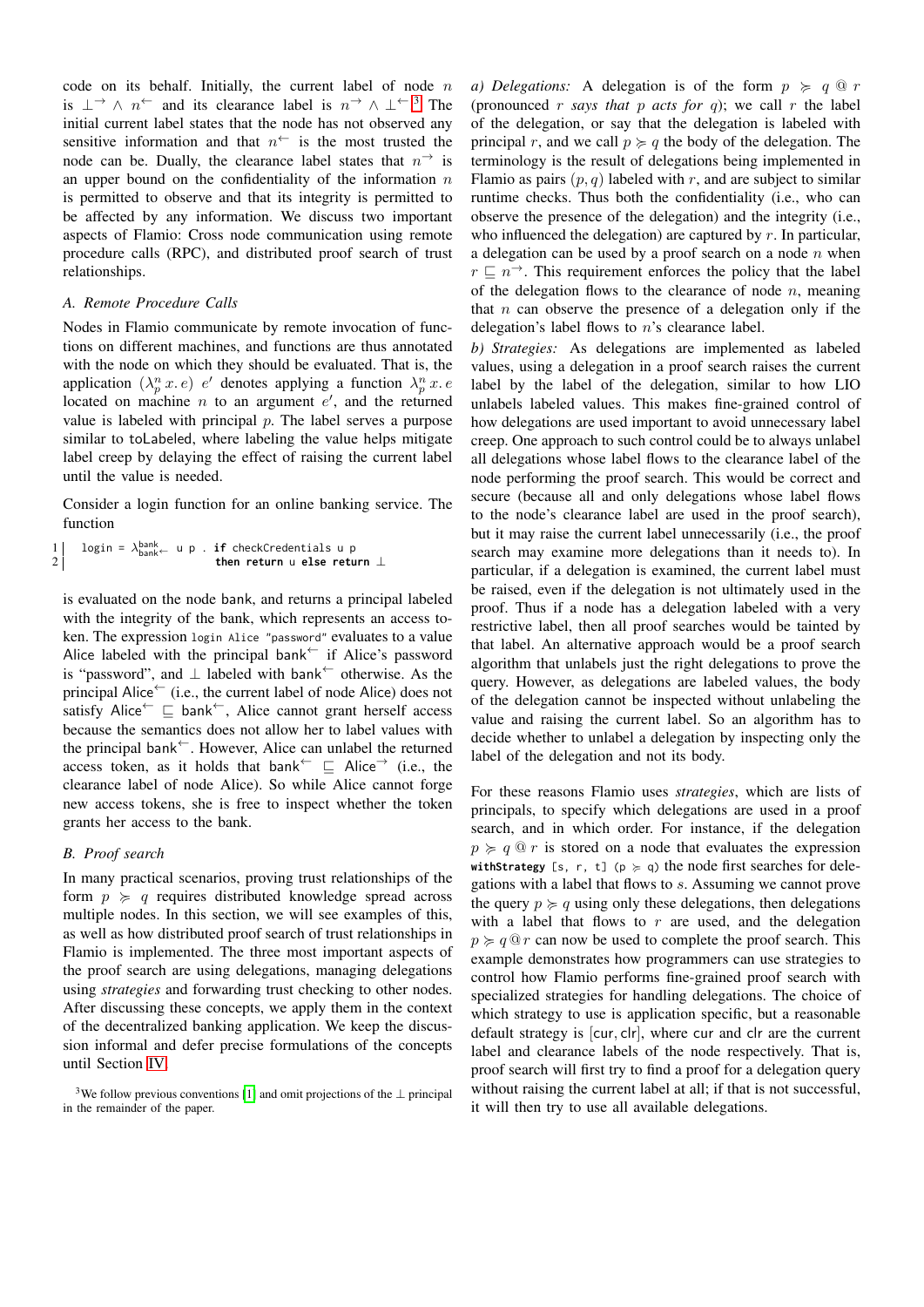code on its behalf. Initially, the current label of node $n$ is $\bot^{\rightarrow} \wedge n^{\leftarrow}$ and its clearance label is $n^{\rightarrow} \wedge \bot^{\leftarrow}$.[3] The initial current label states that the node has not observed any sensitive information and that $n^{\leftarrow}$ is the most trusted the node can be. Dually, the clearance label states that $n^{\rightarrow}$ is an upper bound on the confidentiality of the information $n$ is permitted to observe and that its integrity is permitted to be affected by any information. We discuss two important aspects of Flamio: Cross node communication using remote procedure calls (RPC), and distributed proof search of trust relationships.

### A. Remote Procedure Calls

Nodes in Flamio communicate by remote invocation of functions on different machines, and functions are thus annotated with the node on which they should be evaluated. That is, the application $(\lambda^n_p\, x.\, e)\ e'$ denotes applying a function $\lambda^n_p\, x.\, e$ located on machine $n$ to an argument $e'$, and the returned value is labeled with principal $p$. The label serves a purpose similar to toLabeled, where labeling the value helps mitigate label creep by delaying the effect of raising the current label until the value is needed.

Consider a login function for an online banking service. The function

```
1  login = λ^bank_bank← u p . if checkCredentials u p
2                              then return u else return ⊥
```

is evaluated on the node bank, and returns a principal labeled with the integrity of the bank, which represents an access token. The expression `login Alice "password"` evaluates to a value Alice labeled with the principal $\mathsf{bank}^{\leftarrow}$ if Alice's password is "password", and $\bot$ labeled with $\mathsf{bank}^{\leftarrow}$ otherwise. As the principal $\mathsf{Alice}^{\leftarrow}$ (i.e., the current label of node Alice) does not satisfy $\mathsf{Alice}^{\leftarrow} \sqsubseteq \mathsf{bank}^{\leftarrow}$, Alice cannot grant herself access because the semantics does not allow her to label values with the principal $\mathsf{bank}^{\leftarrow}$. However, Alice can unlabel the returned access token, as it holds that $\mathsf{bank}^{\leftarrow} \sqsubseteq \mathsf{Alice}^{\rightarrow}$ (i.e., the clearance label of node Alice). So while Alice cannot forge new access tokens, she is free to inspect whether the token grants her access to the bank.

### B. Proof search

In many practical scenarios, proving trust relationships of the form $p \succcurlyeq q$ requires distributed knowledge spread across multiple nodes. In this section, we will see examples of this, as well as how distributed proof search of trust relationships in Flamio is implemented. The three most important aspects of the proof search are using delegations, managing delegations using *strategies* and forwarding trust checking to other nodes. After discussing these concepts, we apply them in the context of the decentralized banking application. We keep the discussion informal and defer precise formulations of the concepts until Section IV.

[3] We follow previous conventions [1] and omit projections of the $\bot$ principal in the remainder of the paper.

*a) Delegations:* A delegation is of the form $p \succcurlyeq q \,@\, r$ (pronounced $r$ *says that* $p$ *acts for* $q$); we call $r$ the label of the delegation, or say that the delegation is labeled with principal $r$, and we call $p \succcurlyeq q$ the body of the delegation. The terminology is the result of delegations being implemented in Flamio as pairs $(p, q)$ labeled with $r$, and are subject to similar runtime checks. Thus both the confidentiality (i.e., who can observe the presence of the delegation) and the integrity (i.e., who influenced the delegation) are captured by $r$. In particular, a delegation can be used by a proof search on a node $n$ when $r \sqsubseteq n^{\rightarrow}$. This requirement enforces the policy that the label of the delegation flows to the clearance of node $n$, meaning that $n$ can observe the presence of a delegation only if the delegation's label flows to $n$'s clearance label.

*b) Strategies:* As delegations are implemented as labeled values, using a delegation in a proof search raises the current label by the label of the delegation, similar to how LIO unlabels labeled values. This makes fine-grained control of how delegations are used important to avoid unnecessary label creep. One approach to such control could be to always unlabel all delegations whose label flows to the clearance label of the node performing the proof search. This would be correct and secure (because all and only delegations whose label flows to the node's clearance label are used in the proof search), but it may raise the current label unnecessarily (i.e., the proof search may examine more delegations than it needs to). In particular, if a delegation is examined, the current label must be raised, even if the delegation is not ultimately used in the proof. Thus if a node has a delegation labeled with a very restrictive label, then all proof searches would be tainted by that label. An alternative approach would be a proof search algorithm that unlabels just the right delegations to prove the query. However, as delegations are labeled values, the body of the delegation cannot be inspected without unlabeling the value and raising the current label. So an algorithm has to decide whether to unlabel a delegation by inspecting only the label of the delegation and not its body.

For these reasons Flamio uses *strategies*, which are lists of principals, to specify which delegations are used in a proof search, and in which order. For instance, if the delegation $p \succcurlyeq q \,@\, r$ is stored on a node that evaluates the expression **withStrategy** `[s, r, t] (p ≽ q)` the node first searches for delegations with a label that flows to $s$. Assuming we cannot prove the query $p \succcurlyeq q$ using only these delegations, then delegations with a label that flows to $r$ are used, and the delegation $p \succcurlyeq q \,@\, r$ can now be used to complete the proof search. This example demonstrates how programmers can use strategies to control how Flamio performs fine-grained proof search with specialized strategies for handling delegations. The choice of which strategy to use is application specific, but a reasonable default strategy is $[\mathsf{cur}, \mathsf{clr}]$, where $\mathsf{cur}$ and $\mathsf{clr}$ are the current label and clearance labels of the node respectively. That is, proof search will first try to find a proof for a delegation query without raising the current label at all; if that is not successful, it will then try to use all available delegations.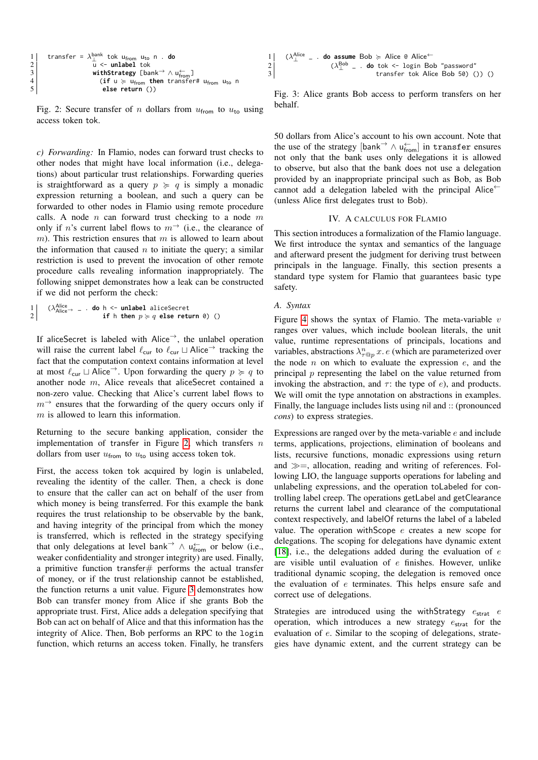```
1 |   transfer = λ⊥^bank tok u_from u_to n . do
2 |              u <- unlabel tok
3 |              withStrategy [bank→ ∧ u_from←]
4 |                (if u ≽ u_from then transfer# u_from u_to n
5 |                 else return ())
```

Fig. 2: Secure transfer of $n$ dollars from $u_{\text{from}}$ to $u_{\text{to}}$ using access token tok.

*c) Forwarding:* In Flamio, nodes can forward trust checks to other nodes that might have local information (i.e., delegations) about particular trust relationships. Forwarding queries is straightforward as a query $p \succcurlyeq q$ is simply a monadic expression returning a boolean, and such a query can be forwarded to other nodes in Flamio using remote procedure calls. A node $n$ can forward trust checking to a node $m$ only if $n$'s current label flows to $m^{\rightarrow}$ (i.e., the clearance of $m$). This restriction ensures that $m$ is allowed to learn about the information that caused $n$ to initiate the query; a similar restriction is used to prevent the invocation of other remote procedure calls revealing information inappropriately. The following snippet demonstrates how a leak can be constructed if we did not perform the check:

```
1 |   (λ_{Alice→}^{Alice} _ . do h <- unlabel aliceSecret
2 |                          if h then p ≽ q else return 0) ()
```

If aliceSecret is labeled with $\text{Alice}^{\rightarrow}$, the unlabel operation will raise the current label $\ell_{\text{cur}}$ to $\ell_{\text{cur}} \sqcup \text{Alice}^{\rightarrow}$ tracking the fact that the computation context contains information at level at most $\ell_{\text{cur}} \sqcup \text{Alice}^{\rightarrow}$. Upon forwarding the query $p \succcurlyeq q$ to another node $m$, Alice reveals that aliceSecret contained a non-zero value. Checking that Alice's current label flows to $m^{\rightarrow}$ ensures that the forwarding of the query occurs only if $m$ is allowed to learn this information.

Returning to the secure banking application, consider the implementation of transfer in Figure 2, which transfers $n$ dollars from user $u_{\text{from}}$ to $u_{\text{to}}$ using access token tok.

First, the access token tok acquired by login is unlabeled, revealing the identity of the caller. Then, a check is done to ensure that the caller can act on behalf of the user from which money is being transferred. For this example the bank requires the trust relationship to be observable by the bank, and having integrity of the principal from which the money is transferred, which is reflected in the strategy specifying that only delegations at level $\text{bank}^{\rightarrow} \wedge u_{\text{from}}^{\leftarrow}$ or below (i.e., weaker confidentiality and stronger integrity) are used. Finally, a primitive function transfer# performs the actual transfer of money, or if the trust relationship cannot be established, the function returns a unit value. Figure 3 demonstrates how Bob can transfer money from Alice if she grants Bob the appropriate trust. First, Alice adds a delegation specifying that Bob can act on behalf of Alice and that this information has the integrity of Alice. Then, Bob performs an RPC to the `login` function, which returns an access token. Finally, he transfers

```
1 |   (λ⊥^Alice _ . do assume Bob ≽ Alice @ Alice←
2 |             (λ⊥^Bob _ . do tok <- login Bob "password"
3 |                        transfer tok Alice Bob 50) ()) ()
```

Fig. 3: Alice grants Bob access to perform transfers on her behalf.

50 dollars from Alice's account to his own account. Note that the use of the strategy $[\text{bank}^{\rightarrow} \wedge u_{\text{from}}^{\leftarrow}]$ in `transfer` ensures not only that the bank uses only delegations it is allowed to observe, but also that the bank does not use a delegation provided by an inappropriate principal such as Bob, as Bob cannot add a delegation labeled with the principal $\text{Alice}^{\leftarrow}$ (unless Alice first delegates trust to Bob).

## IV. A Calculus for Flamio

This section introduces a formalization of the Flamio language. We first introduce the syntax and semantics of the language and afterward present the judgment for deriving trust between principals in the language. Finally, this section presents a standard type system for Flamio that guarantees basic type safety.

### A. Syntax

Figure 4 shows the syntax of Flamio. The meta-variable $v$ ranges over values, which include boolean literals, the unit value, runtime representations of principals, locations and variables, abstractions $\lambda^{n}_{\tau @ p}\, x.\, e$ (which are parameterized over the node $n$ on which to evaluate the expression $e$, and the principal $p$ representing the label on the value returned from invoking the abstraction, and $\tau$: the type of $e$), and products. We will omit the type annotation on abstractions in examples. Finally, the language includes lists using nil and :: (pronounced *cons*) to express strategies.

Expressions are ranged over by the meta-variable $e$ and include terms, applications, projections, elimination of booleans and lists, recursive functions, monadic expressions using return and $\gg\!=$, allocation, reading and writing of references. Following LIO, the language supports operations for labeling and unlabeling expressions, and the operation toLabeled for controlling label creep. The operations getLabel and getClearance returns the current label and clearance of the computational context respectively, and labelOf returns the label of a labeled value. The operation withScope $e$ creates a new scope for delegations. The scoping for delegations have dynamic extent [18], i.e., the delegations added during the evaluation of $e$ are visible until evaluation of $e$ finishes. However, unlike traditional dynamic scoping, the delegation is removed once the evaluation of $e$ terminates. This helps ensure safe and correct use of delegations.

Strategies are introduced using the withStrategy $e_{\text{strat}}$ $e$ operation, which introduces a new strategy $e_{\text{strat}}$ for the evaluation of $e$. Similar to the scoping of delegations, strategies have dynamic extent, and the current strategy can be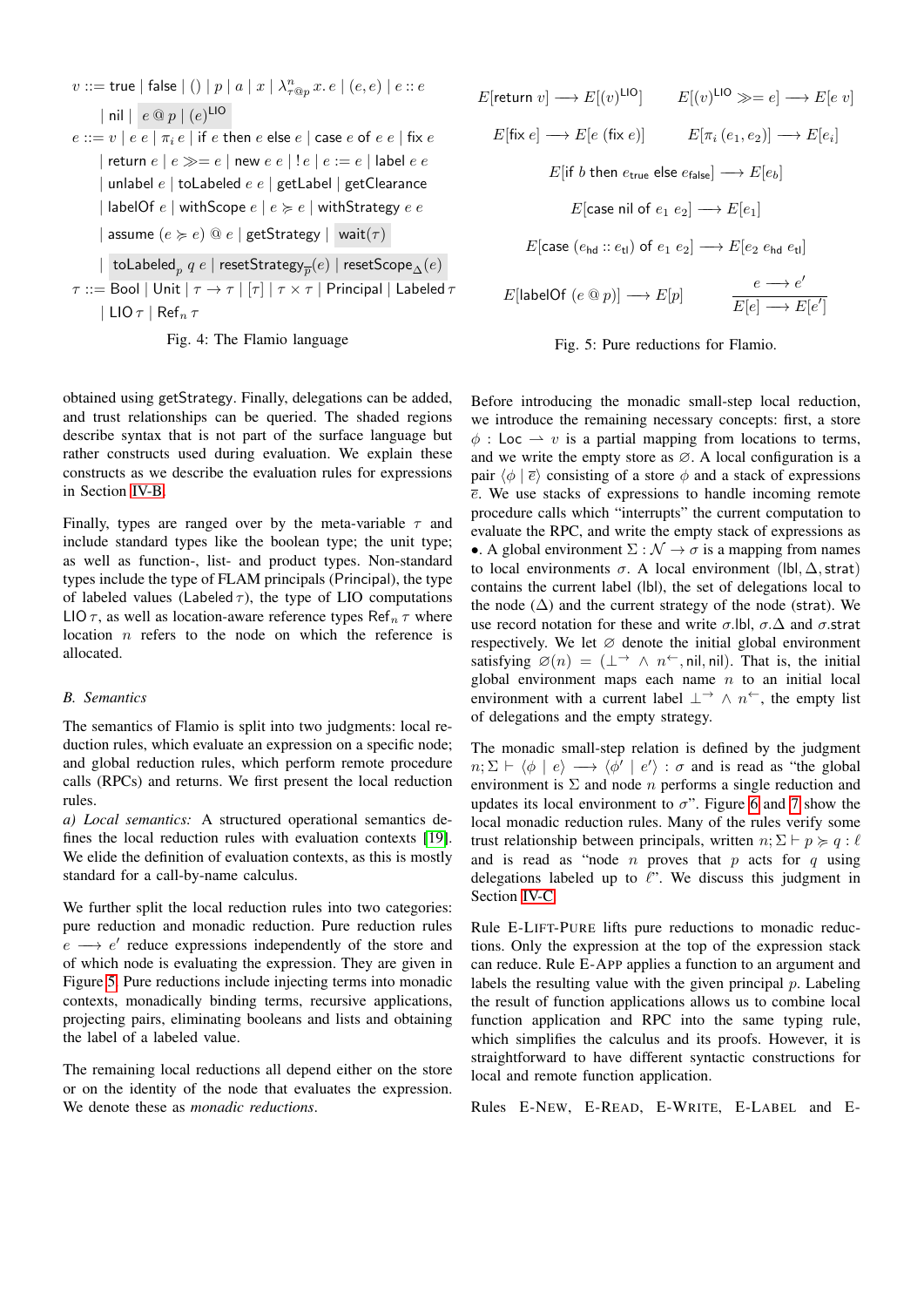$$
\begin{aligned}
v ::= &\ \mathsf{true} \mid \mathsf{false} \mid () \mid p \mid a \mid x \mid \lambda^{n}_{\tau @ p}\, x.\, e \mid (e, e) \mid e :: e \\
&\mid \mathsf{nil} \mid e \,@\, p \mid (e)^{\mathsf{LIO}} \\
e ::= &\ v \mid e\ e \mid \pi_i\, e \mid \mathsf{if}\ e\ \mathsf{then}\ e\ \mathsf{else}\ e \mid \mathsf{case}\ e\ \mathsf{of}\ e\ e \mid \mathsf{fix}\ e \\
&\mid \mathsf{return}\ e \mid e \gg= e \mid \mathsf{new}\ e\ e \mid !\, e \mid e := e \mid \mathsf{label}\ e\ e \\
&\mid \mathsf{unlabel}\ e \mid \mathsf{toLabeled}\ e\ e \mid \mathsf{getLabel} \mid \mathsf{getClearance} \\
&\mid \mathsf{labelOf}\ e \mid \mathsf{withScope}\ e \mid e \succcurlyeq e \mid \mathsf{withStrategy}\ e\ e \\
&\mid \mathsf{assume}\ (e \succcurlyeq e) \,@\, e \mid \mathsf{getStrategy} \mid \mathsf{wait}(\tau) \\
&\mid \mathsf{toLabeled}_p\ q\ e \mid \mathsf{resetStrategy}_{\overline{p}}(e) \mid \mathsf{resetScope}_{\Delta}(e) \\
\tau ::= &\ \mathsf{Bool} \mid \mathsf{Unit} \mid \tau \to \tau \mid [\tau] \mid \tau \times \tau \mid \mathsf{Principal} \mid \mathsf{Labeled}\,\tau \\
&\mid \mathsf{LIO}\,\tau \mid \mathsf{Ref}_n\,\tau
\end{aligned}
$$

Fig. 4: The Flamio language

$$
\begin{array}{ll}
E[\mathsf{return}\ v] \longrightarrow E[(v)^{\mathsf{LIO}}] & E[(v)^{\mathsf{LIO}} \gg= e] \longrightarrow E[e\ v] \\[4pt]
E[\mathsf{fix}\ e] \longrightarrow E[e\ (\mathsf{fix}\ e)] & E[\pi_i\ (e_1, e_2)] \longrightarrow E[e_i]
\end{array}
$$

$$E[\mathsf{if}\ b\ \mathsf{then}\ e_{\mathsf{true}}\ \mathsf{else}\ e_{\mathsf{false}}] \longrightarrow E[e_b]$$

$$E[\mathsf{case}\ \mathsf{nil}\ \mathsf{of}\ e_1\ e_2] \longrightarrow E[e_1]$$

$$E[\mathsf{case}\ (e_{\mathsf{hd}} :: e_{\mathsf{tl}})\ \mathsf{of}\ e_1\ e_2] \longrightarrow E[e_2\ e_{\mathsf{hd}}\ e_{\mathsf{tl}}]$$

$$E[\mathsf{labelOf}\ (e \,@\, p)] \longrightarrow E[p] \qquad \frac{e \longrightarrow e'}{E[e] \longrightarrow E[e']}$$

Fig. 5: Pure reductions for Flamio.

obtained using getStrategy. Finally, delegations can be added, and trust relationships can be queried. The shaded regions describe syntax that is not part of the surface language but rather constructs used during evaluation. We explain these constructs as we describe the evaluation rules for expressions in Section IV-B.

Finally, types are ranged over by the meta-variable $\tau$ and include standard types like the boolean type; the unit type; as well as function-, list- and product types. Non-standard types include the type of FLAM principals (Principal), the type of labeled values (Labeled $\tau$), the type of LIO computations LIO $\tau$, as well as location-aware reference types $\mathsf{Ref}_n\,\tau$ where location $n$ refers to the node on which the reference is allocated.

### B. Semantics

The semantics of Flamio is split into two judgments: local reduction rules, which evaluate an expression on a specific node; and global reduction rules, which perform remote procedure calls (RPCs) and returns. We first present the local reduction rules.

*a) Local semantics:* A structured operational semantics defines the local reduction rules with evaluation contexts [19]. We elide the definition of evaluation contexts, as this is mostly standard for a call-by-name calculus.

We further split the local reduction rules into two categories: pure reduction and monadic reduction. Pure reduction rules $e \longrightarrow e'$ reduce expressions independently of the store and of which node is evaluating the expression. They are given in Figure 5. Pure reductions include injecting terms into monadic contexts, monadically binding terms, recursive applications, projecting pairs, eliminating booleans and lists and obtaining the label of a labeled value.

The remaining local reductions all depend either on the store or on the identity of the node that evaluates the expression. We denote these as *monadic reductions*.

Before introducing the monadic small-step local reduction, we introduce the remaining necessary concepts: first, a store $\phi : \mathsf{Loc} \rightharpoonup v$ is a partial mapping from locations to terms, and we write the empty store as $\varnothing$. A local configuration is a pair $\langle \phi \mid \overline{e} \rangle$ consisting of a store $\phi$ and a stack of expressions $\overline{e}$. We use stacks of expressions to handle incoming remote procedure calls which "interrupts" the current computation to evaluate the RPC, and write the empty stack of expressions as $\bullet$. A global environment $\Sigma : \mathcal{N} \to \sigma$ is a mapping from names to local environments $\sigma$. A local environment $(\mathsf{lbl}, \Delta, \mathsf{strat})$ contains the current label (lbl), the set of delegations local to the node ($\Delta$) and the current strategy of the node (strat). We use record notation for these and write $\sigma.\mathsf{lbl}$, $\sigma.\Delta$ and $\sigma.\mathsf{strat}$ respectively. We let $\varnothing$ denote the initial global environment satisfying $\varnothing(n) = (\bot^{\rightarrow} \wedge n^{\leftarrow}, \mathsf{nil}, \mathsf{nil})$. That is, the initial global environment maps each name $n$ to an initial local environment with a current label $\bot^{\rightarrow} \wedge n^{\leftarrow}$, the empty list of delegations and the empty strategy.

The monadic small-step relation is defined by the judgment $n; \Sigma \vdash \langle \phi \mid e \rangle \longrightarrow \langle \phi' \mid e' \rangle : \sigma$ and is read as "the global environment is $\Sigma$ and node $n$ performs a single reduction and updates its local environment to $\sigma$". Figure 6 and 7 show the local monadic reduction rules. Many of the rules verify some trust relationship between principals, written $n; \Sigma \vdash p \succcurlyeq q : \ell$ and is read as "node $n$ proves that $p$ acts for $q$ using delegations labeled up to $\ell$". We discuss this judgment in Section IV-C.

Rule E-LIFT-PURE lifts pure reductions to monadic reductions. Only the expression at the top of the expression stack can reduce. Rule E-APP applies a function to an argument and labels the resulting value with the given principal $p$. Labeling the result of function applications allows us to combine local function application and RPC into the same typing rule, which simplifies the calculus and its proofs. However, it is straightforward to have different syntactic constructions for local and remote function application.

Rules E-NEW, E-READ, E-WRITE, E-LABEL and E-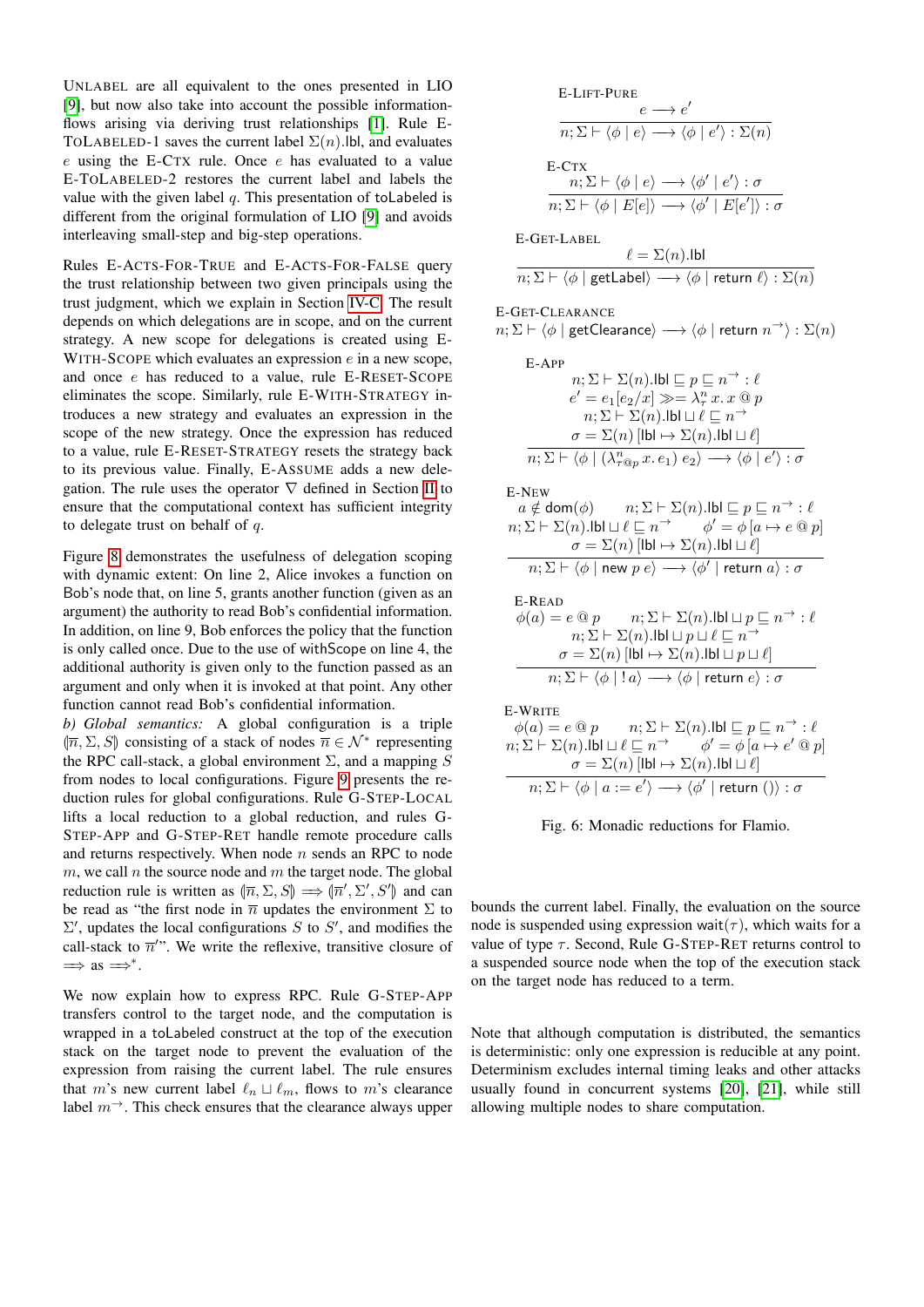UNLABEL are all equivalent to the ones presented in LIO [9], but now also take into account the possible information-flows arising via deriving trust relationships [1]. Rule E-TOLABELED-1 saves the current label $\Sigma(n).\mathsf{lbl}$, and evaluates $e$ using the E-CTX rule. Once $e$ has evaluated to a value E-TOLABELED-2 restores the current label and labels the value with the given label $q$. This presentation of toLabeled is different from the original formulation of LIO [9] and avoids interleaving small-step and big-step operations.

Rules E-ACTS-FOR-TRUE and E-ACTS-FOR-FALSE query the trust relationship between two given principals using the trust judgment, which we explain in Section IV-C. The result depends on which delegations are in scope, and on the current strategy. A new scope for delegations is created using E-WITH-SCOPE which evaluates an expression $e$ in a new scope, and once $e$ has reduced to a value, rule E-RESET-SCOPE eliminates the scope. Similarly, rule E-WITH-STRATEGY introduces a new strategy and evaluates an expression in the scope of the new strategy. Once the expression has reduced to a value, rule E-RESET-STRATEGY resets the strategy back to its previous value. Finally, E-ASSUME adds a new delegation. The rule uses the operator $\nabla$ defined in Section II to ensure that the computational context has sufficient integrity to delegate trust on behalf of $q$.

Figure 8 demonstrates the usefulness of delegation scoping with dynamic extent: On line 2, Alice invokes a function on Bob's node that, on line 5, grants another function (given as an argument) the authority to read Bob's confidential information. In addition, on line 9, Bob enforces the policy that the function is only called once. Due to the use of withScope on line 4, the additional authority is given only to the function passed as an argument and only when it is invoked at that point. Any other function cannot read Bob's confidential information.

*b) Global semantics:* A global configuration is a triple $(\!|\overline{n}, \Sigma, S|\!)$ consisting of a stack of nodes $\overline{n} \in \mathcal{N}^*$ representing the RPC call-stack, a global environment $\Sigma$, and a mapping $S$ from nodes to local configurations. Figure 9 presents the reduction rules for global configurations. Rule G-STEP-LOCAL lifts a local reduction to a global reduction, and rules G-STEP-APP and G-STEP-RET handle remote procedure calls and returns respectively. When node $n$ sends an RPC to node $m$, we call $n$ the source node and $m$ the target node. The global reduction rule is written as $(\!|\overline{n}, \Sigma, S|\!) \Longrightarrow (\!|\overline{n}', \Sigma', S'|\!)$ and can be read as "the first node in $\overline{n}$ updates the environment $\Sigma$ to $\Sigma'$, updates the local configurations $S$ to $S'$, and modifies the call-stack to $\overline{n}'$". We write the reflexive, transitive closure of $\Longrightarrow$ as $\Longrightarrow^*$.

We now explain how to express RPC. Rule G-STEP-APP transfers control to the target node, and the computation is wrapped in a toLabeled construct at the top of the execution stack on the target node to prevent the evaluation of the expression from raising the current label. The rule ensures that $m$'s new current label $\ell_n \sqcup \ell_m$, flows to $m$'s clearance label $m^{\rightarrow}$. This check ensures that the clearance always upper bounds the current label. Finally, the evaluation on the source node is suspended using expression wait$(\tau)$, which waits for a value of type $\tau$. Second, Rule G-STEP-RET returns control to a suspended source node when the top of the execution stack on the target node has reduced to a term.

Note that although computation is distributed, the semantics is deterministic: only one expression is reducible at any point. Determinism excludes internal timing leaks and other attacks usually found in concurrent systems [20], [21], while still allowing multiple nodes to share computation.

E-LIFT-PURE
$$\frac{e \longrightarrow e'}{n; \Sigma \vdash \langle \phi \mid e \rangle \longrightarrow \langle \phi \mid e' \rangle : \Sigma(n)}$$

E-CTX
$$\frac{n; \Sigma \vdash \langle \phi \mid e \rangle \longrightarrow \langle \phi' \mid e' \rangle : \sigma}{n; \Sigma \vdash \langle \phi \mid E[e] \rangle \longrightarrow \langle \phi' \mid E[e'] \rangle : \sigma}$$

E-GET-LABEL
$$\frac{\ell = \Sigma(n).\mathsf{lbl}}{n; \Sigma \vdash \langle \phi \mid \mathsf{getLabel} \rangle \longrightarrow \langle \phi \mid \mathsf{return}\ \ell \rangle : \Sigma(n)}$$

E-GET-CLEARANCE
$$n; \Sigma \vdash \langle \phi \mid \mathsf{getClearance} \rangle \longrightarrow \langle \phi \mid \mathsf{return}\ n^{\rightarrow} \rangle : \Sigma(n)$$

E-APP
$$\frac{\begin{array}{c} n; \Sigma \vdash \Sigma(n).\mathsf{lbl} \sqsubseteq p \sqsubseteq n^{\rightarrow} : \ell \\ e' = e_1[e_2/x] \gg\!= \lambda^n_\tau\, x.\, x \mathbin{@} p \\ n; \Sigma \vdash \Sigma(n).\mathsf{lbl} \sqcup \ell \sqsubseteq n^{\rightarrow} \\ \sigma = \Sigma(n)\,[\mathsf{lbl} \mapsto \Sigma(n).\mathsf{lbl} \sqcup \ell] \end{array}}{n; \Sigma \vdash \langle \phi \mid (\lambda^n_{\tau @ p}\, x.\, e_1)\ e_2 \rangle \longrightarrow \langle \phi \mid e' \rangle : \sigma}$$

E-NEW
$$\frac{\begin{array}{c} a \notin \mathsf{dom}(\phi) \qquad n; \Sigma \vdash \Sigma(n).\mathsf{lbl} \sqsubseteq p \sqsubseteq n^{\rightarrow} : \ell \\ n; \Sigma \vdash \Sigma(n).\mathsf{lbl} \sqcup \ell \sqsubseteq n^{\rightarrow} \qquad \phi' = \phi\,[a \mapsto e \mathbin{@} p] \\ \sigma = \Sigma(n)\,[\mathsf{lbl} \mapsto \Sigma(n).\mathsf{lbl} \sqcup \ell] \end{array}}{n; \Sigma \vdash \langle \phi \mid \mathsf{new}\ p\ e \rangle \longrightarrow \langle \phi' \mid \mathsf{return}\ a \rangle : \sigma}$$

E-READ
$$\frac{\begin{array}{c} \phi(a) = e \mathbin{@} p \qquad n; \Sigma \vdash \Sigma(n).\mathsf{lbl} \sqcup p \sqsubseteq n^{\rightarrow} : \ell \\ n; \Sigma \vdash \Sigma(n).\mathsf{lbl} \sqcup p \sqcup \ell \sqsubseteq n^{\rightarrow} \\ \sigma = \Sigma(n)\,[\mathsf{lbl} \mapsto \Sigma(n).\mathsf{lbl} \sqcup p \sqcup \ell] \end{array}}{n; \Sigma \vdash \langle \phi \mid !\, a \rangle \longrightarrow \langle \phi \mid \mathsf{return}\ e \rangle : \sigma}$$

E-WRITE
$$\frac{\begin{array}{c} \phi(a) = e \mathbin{@} p \qquad n; \Sigma \vdash \Sigma(n).\mathsf{lbl} \sqsubseteq p \sqsubseteq n^{\rightarrow} : \ell \\ n; \Sigma \vdash \Sigma(n).\mathsf{lbl} \sqcup \ell \sqsubseteq n^{\rightarrow} \qquad \phi' = \phi\,[a \mapsto e' \mathbin{@} p] \\ \sigma = \Sigma(n)\,[\mathsf{lbl} \mapsto \Sigma(n).\mathsf{lbl} \sqcup \ell] \end{array}}{n; \Sigma \vdash \langle \phi \mid a := e' \rangle \longrightarrow \langle \phi' \mid \mathsf{return}\ () \rangle : \sigma}$$

Fig. 6: Monadic reductions for Flamio.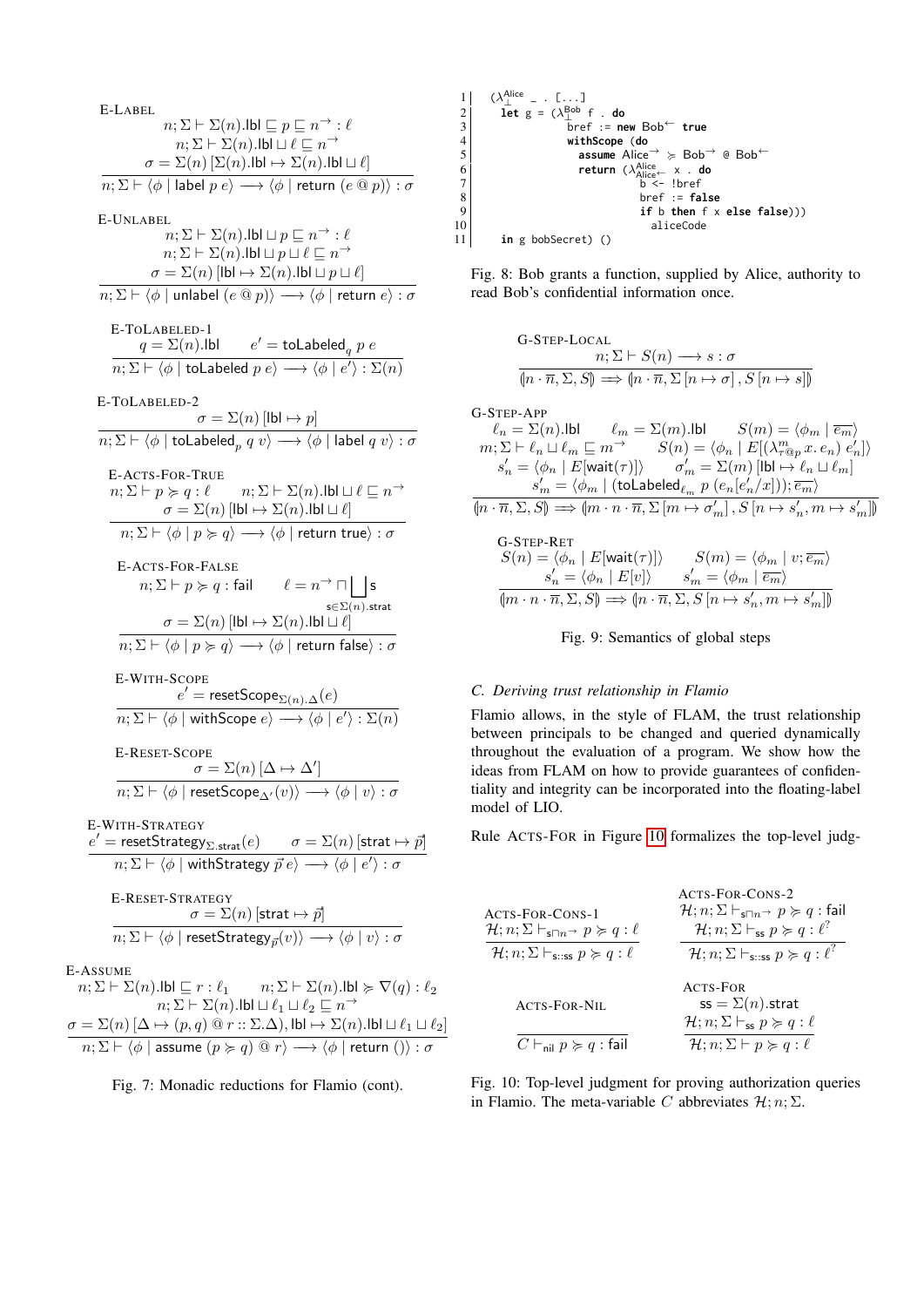E-LABEL

$$\frac{\begin{array}{c} n; \Sigma \vdash \Sigma(n).\mathsf{lbl} \sqsubseteq p \sqsubseteq n^{\rightarrow} : \ell \\ n; \Sigma \vdash \Sigma(n).\mathsf{lbl} \sqcup \ell \sqsubseteq n^{\rightarrow} \\ \sigma = \Sigma(n)\,[\Sigma(n).\mathsf{lbl} \mapsto \Sigma(n).\mathsf{lbl} \sqcup \ell] \end{array}}{n; \Sigma \vdash \langle \phi \mid \mathsf{label}\ p\ e \rangle \longrightarrow \langle \phi \mid \mathsf{return}\ (e \ @\ p) \rangle : \sigma}$$

E-UNLABEL

$$\frac{\begin{array}{c} n; \Sigma \vdash \Sigma(n).\mathsf{lbl} \sqcup p \sqsubseteq n^{\rightarrow} : \ell \\ n; \Sigma \vdash \Sigma(n).\mathsf{lbl} \sqcup p \sqcup \ell \sqsubseteq n^{\rightarrow} \\ \sigma = \Sigma(n)\,[\mathsf{lbl} \mapsto \Sigma(n).\mathsf{lbl} \sqcup p \sqcup \ell] \end{array}}{n; \Sigma \vdash \langle \phi \mid \mathsf{unlabel}\ (e \ @\ p) \rangle \longrightarrow \langle \phi \mid \mathsf{return}\ e \rangle : \sigma}$$

E-TOLABELED-1

$$\frac{q = \Sigma(n).\mathsf{lbl} \qquad e' = \mathsf{toLabeled}_q\ p\ e}{n; \Sigma \vdash \langle \phi \mid \mathsf{toLabeled}\ p\ e \rangle \longrightarrow \langle \phi \mid e' \rangle : \Sigma(n)}$$

E-TOLABELED-2

$$\frac{\sigma = \Sigma(n)\,[\mathsf{lbl} \mapsto p]}{n; \Sigma \vdash \langle \phi \mid \mathsf{toLabeled}_p\ q\ v \rangle \longrightarrow \langle \phi \mid \mathsf{label}\ q\ v \rangle : \sigma}$$

E-ACTS-FOR-TRUE

$$\frac{\begin{array}{c} n; \Sigma \vdash p \succcurlyeq q : \ell \qquad n; \Sigma \vdash \Sigma(n).\mathsf{lbl} \sqcup \ell \sqsubseteq n^{\rightarrow} \\ \sigma = \Sigma(n)\,[\mathsf{lbl} \mapsto \Sigma(n).\mathsf{lbl} \sqcup \ell] \end{array}}{n; \Sigma \vdash \langle \phi \mid p \succcurlyeq q \rangle \longrightarrow \langle \phi \mid \mathsf{return\ true} \rangle : \sigma}$$

E-ACTS-FOR-FALSE

$$\frac{\begin{array}{c} n; \Sigma \vdash p \succcurlyeq q : \mathsf{fail} \qquad \ell = n^{\rightarrow} \sqcap \bigsqcup_{\mathsf{s} \in \Sigma(n).\mathsf{strat}} \mathsf{s} \\ \sigma = \Sigma(n)\,[\mathsf{lbl} \mapsto \Sigma(n).\mathsf{lbl} \sqcup \ell] \end{array}}{n; \Sigma \vdash \langle \phi \mid p \succcurlyeq q \rangle \longrightarrow \langle \phi \mid \mathsf{return\ false} \rangle : \sigma}$$

E-WITH-SCOPE

$$\frac{e' = \mathsf{resetScope}_{\Sigma(n).\Delta}(e)}{n; \Sigma \vdash \langle \phi \mid \mathsf{withScope}\ e \rangle \longrightarrow \langle \phi \mid e' \rangle : \Sigma(n)}$$

E-RESET-SCOPE

$$\frac{\sigma = \Sigma(n)\,[\Delta \mapsto \Delta']}{n; \Sigma \vdash \langle \phi \mid \mathsf{resetScope}_{\Delta'}(v) \rangle \longrightarrow \langle \phi \mid v \rangle : \sigma}$$

E-WITH-STRATEGY

$$\frac{e' = \mathsf{resetStrategy}_{\Sigma.\mathsf{strat}}(e) \qquad \sigma = \Sigma(n)\,[\mathsf{strat} \mapsto \vec{p}]}{n; \Sigma \vdash \langle \phi \mid \mathsf{withStrategy}\ \vec{p}\ e \rangle \longrightarrow \langle \phi \mid e' \rangle : \sigma}$$

E-RESET-STRATEGY

$$\frac{\sigma = \Sigma(n)\,[\mathsf{strat} \mapsto \vec{p}]}{n; \Sigma \vdash \langle \phi \mid \mathsf{resetStrategy}_{\vec{p}}(v) \rangle \longrightarrow \langle \phi \mid v \rangle : \sigma}$$

E-ASSUME

$$\frac{\begin{array}{c} n; \Sigma \vdash \Sigma(n).\mathsf{lbl} \sqsubseteq r : \ell_1 \qquad n; \Sigma \vdash \Sigma(n).\mathsf{lbl} \succcurlyeq \nabla(q) : \ell_2 \\ n; \Sigma \vdash \Sigma(n).\mathsf{lbl} \sqcup \ell_1 \sqcup \ell_2 \sqsubseteq n^{\rightarrow} \\ \sigma = \Sigma(n)\,[\Delta \mapsto (p, q) \ @\ r :: \Sigma.\Delta), \mathsf{lbl} \mapsto \Sigma(n).\mathsf{lbl} \sqcup \ell_1 \sqcup \ell_2] \end{array}}{n; \Sigma \vdash \langle \phi \mid \mathsf{assume}\ (p \succcurlyeq q) \ @\ r \rangle \longrightarrow \langle \phi \mid \mathsf{return}\ () \rangle : \sigma}$$

Fig. 7: Monadic reductions for Flamio (cont).

```
1  (λ^Alice_⊥ _ . [...]
2    let g = (λ^Bob_⊥ f . do
3               bref := new Bob← true
4               withScope (do
5                 assume Alice→ ≽ Bob→ @ Bob←
6                 return (λ^Alice_Alice← x . do
7                           b <- !bref
8                           bref := false
9                           if b then f x else false)))
10                aliceCode
11   in g bobSecret) ()
```

Fig. 8: Bob grants a function, supplied by Alice, authority to read Bob's confidential information once.

G-STEP-LOCAL

$$\frac{n; \Sigma \vdash S(n) \longrightarrow s : \sigma}{(\!| n \cdot \overline{n}, \Sigma, S |\!) \Longrightarrow (\!| n \cdot \overline{n}, \Sigma\,[n \mapsto \sigma]\,, S\,[n \mapsto s] |\!)}$$

G-STEP-APP

$$\frac{\begin{array}{c} \ell_n = \Sigma(n).\mathsf{lbl} \qquad \ell_m = \Sigma(m).\mathsf{lbl} \qquad S(m) = \langle \phi_m \mid \overline{e_m} \rangle \\ m; \Sigma \vdash \ell_n \sqcup \ell_m \sqsubseteq m^{\rightarrow} \qquad S(n) = \langle \phi_n \mid E[(\lambda^m_{\tau @ p}\, x.\, e_n)\ e'_n] \rangle \\ s'_n = \langle \phi_n \mid E[\mathsf{wait}(\tau)] \rangle \qquad \sigma'_m = \Sigma(m)\,[\mathsf{lbl} \mapsto \ell_n \sqcup \ell_m] \\ s'_m = \langle \phi_m \mid (\mathsf{toLabeled}_{\ell_m}\ p\ (e_n[e'_n/x])); \overline{e_m} \rangle \end{array}}{(\!| n \cdot \overline{n}, \Sigma, S |\!) \Longrightarrow (\!| m \cdot n \cdot \overline{n}, \Sigma\,[m \mapsto \sigma'_m]\,, S\,[n \mapsto s'_n, m \mapsto s'_m] |\!)}$$

G-STEP-RET

$$\frac{\begin{array}{c} S(n) = \langle \phi_n \mid E[\mathsf{wait}(\tau)] \rangle \qquad S(m) = \langle \phi_m \mid v; \overline{e_m} \rangle \\ s'_n = \langle \phi_n \mid E[v] \rangle \qquad s'_m = \langle \phi_m \mid \overline{e_m} \rangle \end{array}}{(\!| m \cdot n \cdot \overline{n}, \Sigma, S |\!) \Longrightarrow (\!| n \cdot \overline{n}, \Sigma, S\,[n \mapsto s'_n, m \mapsto s'_m] |\!)}$$

Fig. 9: Semantics of global steps

### C. Deriving trust relationship in Flamio

Flamio allows, in the style of FLAM, the trust relationship between principals to be changed and queried dynamically throughout the evaluation of a program. We show how the ideas from FLAM on how to provide guarantees of confidentiality and integrity can be incorporated into the floating-label model of LIO.

Rule ACTS-FOR in Figure 10 formalizes the top-level judg-

ACTS-FOR-CONS-1

$$\frac{\mathcal{H}; n; \Sigma \vdash_{\mathsf{s} \sqcap n^{\rightarrow}} p \succcurlyeq q : \ell}{\mathcal{H}; n; \Sigma \vdash_{\mathsf{s::ss}} p \succcurlyeq q : \ell}$$

ACTS-FOR-CONS-2

$$\frac{\begin{array}{c} \mathcal{H}; n; \Sigma \vdash_{\mathsf{s} \sqcap n^{\rightarrow}} p \succcurlyeq q : \mathsf{fail} \\ \mathcal{H}; n; \Sigma \vdash_{\mathsf{ss}} p \succcurlyeq q : \ell^{?} \end{array}}{\mathcal{H}; n; \Sigma \vdash_{\mathsf{s::ss}} p \succcurlyeq q : \ell^{?}}$$

ACTS-FOR-NIL

$$\frac{}{C \vdash_{\mathsf{nil}} p \succcurlyeq q : \mathsf{fail}}$$

ACTS-FOR

$$\frac{\begin{array}{c} \mathsf{ss} = \Sigma(n).\mathsf{strat} \\ \mathcal{H}; n; \Sigma \vdash_{\mathsf{ss}} p \succcurlyeq q : \ell \end{array}}{\mathcal{H}; n; \Sigma \vdash p \succcurlyeq q : \ell}$$

Fig. 10: Top-level judgment for proving authorization queries in Flamio. The meta-variable $C$ abbreviates $\mathcal{H}; n; \Sigma$.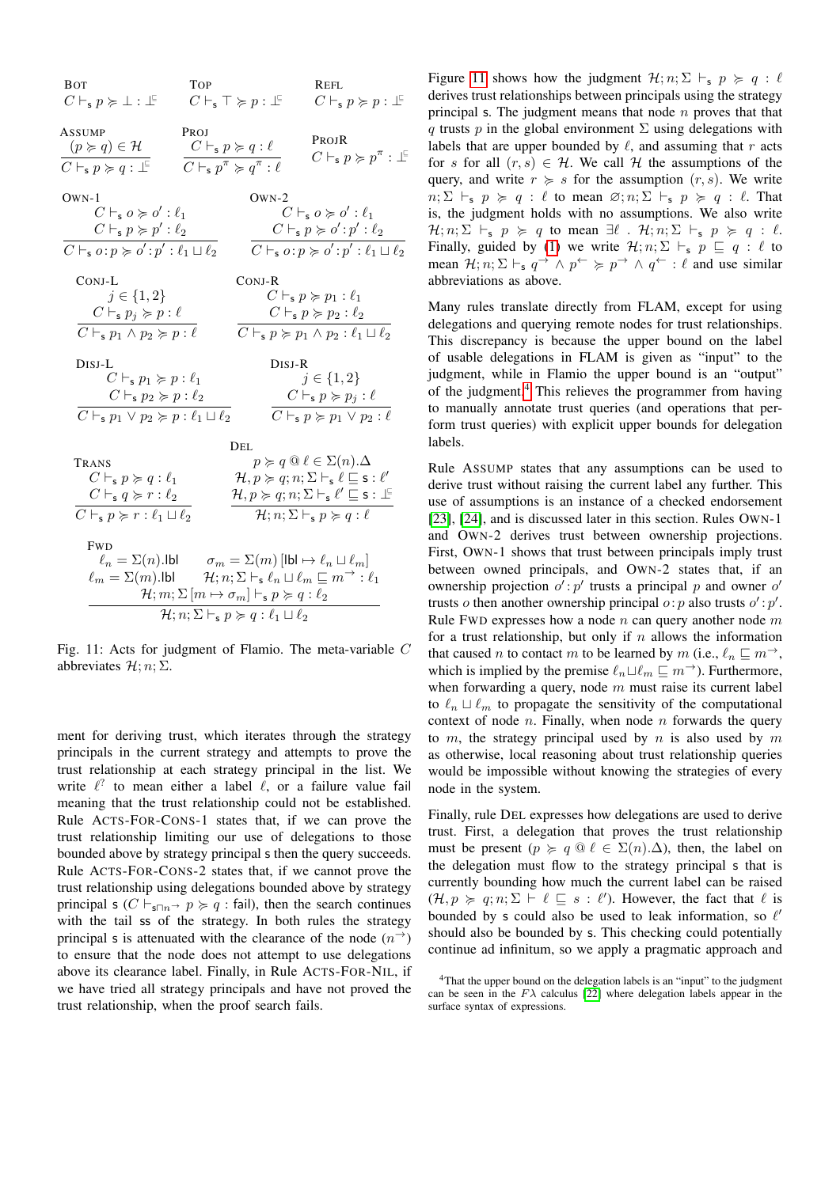$$\textsc{Bot}\quad C \vdash_{\mathsf{s}} p \succcurlyeq \bot : \bot^{\sqsubseteq} \qquad \textsc{Top}\quad C \vdash_{\mathsf{s}} \top \succcurlyeq p : \bot^{\sqsubseteq} \qquad \textsc{Refl}\quad C \vdash_{\mathsf{s}} p \succcurlyeq p : \bot^{\sqsubseteq}$$

$$\textsc{Assump}\ \frac{(p \succcurlyeq q) \in \mathcal{H}}{C \vdash_{\mathsf{s}} p \succcurlyeq q : \bot^{\sqsubseteq}} \qquad \textsc{Proj}\ \frac{C \vdash_{\mathsf{s}} p \succcurlyeq q : \ell}{C \vdash_{\mathsf{s}} p^{\pi} \succcurlyeq q^{\pi} : \ell} \qquad \textsc{ProjR}\quad C \vdash_{\mathsf{s}} p \succcurlyeq p^{\pi} : \bot^{\sqsubseteq}$$

$$\textsc{Own-1}\ \frac{C \vdash_{\mathsf{s}} o \succcurlyeq o' : \ell_1 \qquad C \vdash_{\mathsf{s}} p \succcurlyeq p' : \ell_2}{C \vdash_{\mathsf{s}} o{:}p \succcurlyeq o'{:}p' : \ell_1 \sqcup \ell_2} \qquad \textsc{Own-2}\ \frac{C \vdash_{\mathsf{s}} o \succcurlyeq o' : \ell_1 \qquad C \vdash_{\mathsf{s}} p \succcurlyeq o'{:}p' : \ell_2}{C \vdash_{\mathsf{s}} o{:}p \succcurlyeq o'{:}p' : \ell_1 \sqcup \ell_2}$$

$$\textsc{Conj-L}\ \frac{j \in \{1,2\} \qquad C \vdash_{\mathsf{s}} p_j \succcurlyeq p : \ell}{C \vdash_{\mathsf{s}} p_1 \wedge p_2 \succcurlyeq p : \ell} \qquad \textsc{Conj-R}\ \frac{C \vdash_{\mathsf{s}} p \succcurlyeq p_1 : \ell_1 \qquad C \vdash_{\mathsf{s}} p \succcurlyeq p_2 : \ell_2}{C \vdash_{\mathsf{s}} p \succcurlyeq p_1 \wedge p_2 : \ell_1 \sqcup \ell_2}$$

$$\textsc{Disj-L}\ \frac{C \vdash_{\mathsf{s}} p_1 \succcurlyeq p : \ell_1 \qquad C \vdash_{\mathsf{s}} p_2 \succcurlyeq p : \ell_2}{C \vdash_{\mathsf{s}} p_1 \vee p_2 \succcurlyeq p : \ell_1 \sqcup \ell_2} \qquad \textsc{Disj-R}\ \frac{j \in \{1,2\} \qquad C \vdash_{\mathsf{s}} p \succcurlyeq p_j : \ell}{C \vdash_{\mathsf{s}} p \succcurlyeq p_1 \vee p_2 : \ell}$$

$$\textsc{Trans}\ \frac{C \vdash_{\mathsf{s}} p \succcurlyeq q : \ell_1 \qquad C \vdash_{\mathsf{s}} q \succcurlyeq r : \ell_2}{C \vdash_{\mathsf{s}} p \succcurlyeq r : \ell_1 \sqcup \ell_2} \qquad \textsc{Del}\ \frac{p \succcurlyeq q \mathbin{@} \ell \in \Sigma(n).\Delta \qquad \mathcal{H}, p \succcurlyeq q; n; \Sigma \vdash_{\mathsf{s}} \ell \sqsubseteq \mathsf{s} : \ell' \qquad \mathcal{H}, p \succcurlyeq q; n; \Sigma \vdash_{\mathsf{s}} \ell' \sqsubseteq \mathsf{s} : \bot^{\sqsubseteq}}{\mathcal{H}; n; \Sigma \vdash_{\mathsf{s}} p \succcurlyeq q : \ell}$$

$$\textsc{Fwd}\ \frac{\begin{array}{ll}\ell_n = \Sigma(n).\mathsf{lbl} & \sigma_m = \Sigma(m)\,[\mathsf{lbl} \mapsto \ell_n \sqcup \ell_m] \\ \ell_m = \Sigma(m).\mathsf{lbl} & \mathcal{H}; n; \Sigma \vdash_{\mathsf{s}} \ell_n \sqcup \ell_m \sqsubseteq m^{\rightarrow} : \ell_1 \\ \multicolumn{2}{c}{\mathcal{H}; m; \Sigma\,[m \mapsto \sigma_m] \vdash_{\mathsf{s}} p \succcurlyeq q : \ell_2}\end{array}}{\mathcal{H}; n; \Sigma \vdash_{\mathsf{s}} p \succcurlyeq q : \ell_1 \sqcup \ell_2}$$

Fig. 11: Acts for judgment of Flamio. The meta-variable $C$ abbreviates $\mathcal{H}; n; \Sigma$.

ment for deriving trust, which iterates through the strategy principals in the current strategy and attempts to prove the trust relationship at each strategy principal in the list. We write $\ell^?$ to mean either a label $\ell$, or a failure value fail meaning that the trust relationship could not be established. Rule ACTS-FOR-CONS-1 states that, if we can prove the trust relationship limiting our use of delegations to those bounded above by strategy principal s then the query succeeds. Rule ACTS-FOR-CONS-2 states that, if we cannot prove the trust relationship using delegations bounded above by strategy principal s ($C \vdash_{\mathsf{s} \sqcap n^{\rightarrow}} p \succcurlyeq q : \mathsf{fail}$), then the search continues with the tail ss of the strategy. In both rules the strategy principal s is attenuated with the clearance of the node ($n^{\rightarrow}$) to ensure that the node does not attempt to use delegations above its clearance label. Finally, in Rule ACTS-FOR-NIL, if we have tried all strategy principals and have not proved the trust relationship, when the proof search fails.

Figure 11 shows how the judgment $\mathcal{H}; n; \Sigma \vdash_{\mathsf{s}} p \succcurlyeq q : \ell$ derives trust relationships between principals using the strategy principal s. The judgment means that node $n$ proves that that $q$ trusts $p$ in the global environment $\Sigma$ using delegations with labels that are upper bounded by $\ell$, and assuming that $r$ acts for $s$ for all $(r, s) \in \mathcal{H}$. We call $\mathcal{H}$ the assumptions of the query, and write $r \succcurlyeq s$ for the assumption $(r, s)$. We write $n; \Sigma \vdash_{\mathsf{s}} p \succcurlyeq q : \ell$ to mean $\varnothing; n; \Sigma \vdash_{\mathsf{s}} p \succcurlyeq q : \ell$. That is, the judgment holds with no assumptions. We also write $\mathcal{H}; n; \Sigma \vdash_{\mathsf{s}} p \succcurlyeq q$ to mean $\exists \ell \,.\, \mathcal{H}; n; \Sigma \vdash_{\mathsf{s}} p \succcurlyeq q : \ell$. Finally, guided by (1) we write $\mathcal{H}; n; \Sigma \vdash_{\mathsf{s}} p \sqsubseteq q : \ell$ to mean $\mathcal{H}; n; \Sigma \vdash_{\mathsf{s}} q^{\rightarrow} \wedge p^{\leftarrow} \succcurlyeq p^{\rightarrow} \wedge q^{\leftarrow} : \ell$ and use similar abbreviations as above.

Many rules translate directly from FLAM, except for using delegations and querying remote nodes for trust relationships. This discrepancy is because the upper bound on the label of usable delegations in FLAM is given as "input" to the judgment, while in Flamio the upper bound is an "output" of the judgment.[4] This relieves the programmer from having to manually annotate trust queries (and operations that perform trust queries) with explicit upper bounds for delegation labels.

Rule ASSUMP states that any assumptions can be used to derive trust without raising the current label any further. This use of assumptions is an instance of a checked endorsement [23], [24], and is discussed later in this section. Rules OWN-1 and OWN-2 derives trust between ownership projections. First, OWN-1 shows that trust between principals imply trust between owned principals, and OWN-2 states that, if an ownership projection $o'{:}p'$ trusts a principal $p$ and owner $o'$ trusts $o$ then another ownership principal $o{:}p$ also trusts $o'{:}p'$. Rule FWD expresses how a node $n$ can query another node $m$ for a trust relationship, but only if $n$ allows the information that caused $n$ to contact $m$ to be learned by $m$ (i.e., $\ell_n \sqsubseteq m^{\rightarrow}$, which is implied by the premise $\ell_n \sqcup \ell_m \sqsubseteq m^{\rightarrow}$). Furthermore, when forwarding a query, node $m$ must raise its current label to $\ell_n \sqcup \ell_m$ to propagate the sensitivity of the computational context of node $n$. Finally, when node $n$ forwards the query to $m$, the strategy principal used by $n$ is also used by $m$ as otherwise, local reasoning about trust relationship queries would be impossible without knowing the strategies of every node in the system.

Finally, rule DEL expresses how delegations are used to derive trust. First, a delegation that proves the trust relationship must be present ($p \succcurlyeq q \mathbin{@} \ell \in \Sigma(n).\Delta$), then, the label on the delegation must flow to the strategy principal $s$ that is currently bounding how much the current label can be raised ($\mathcal{H}, p \succcurlyeq q; n; \Sigma \vdash \ell \sqsubseteq s : \ell'$). However, the fact that $\ell$ is bounded by s could also be used to leak information, so $\ell'$ should also be bounded by s. This checking could potentially continue ad infinitum, so we apply a pragmatic approach and

[4] That the upper bound on the delegation labels is an "input" to the judgment can be seen in the $F\lambda$ calculus [22] where delegation labels appear in the surface syntax of expressions.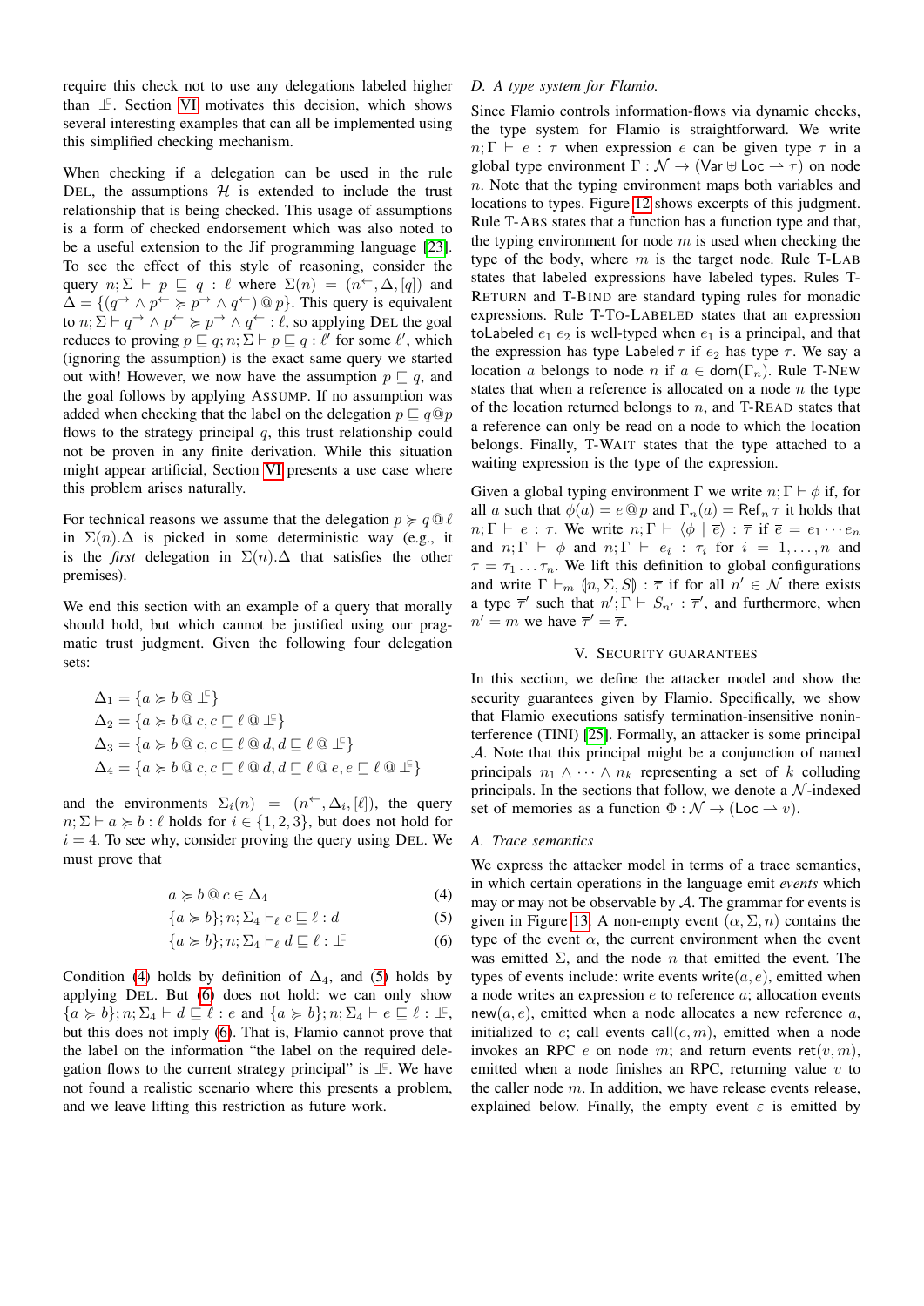require this check not to use any delegations labeled higher than $\sqsubseteq$. Section VI motivates this decision, which shows several interesting examples that can all be implemented using this simplified checking mechanism.

When checking if a delegation can be used in the rule DEL, the assumptions $\mathcal{H}$ is extended to include the trust relationship that is being checked. This usage of assumptions is a form of checked endorsement which was also noted to be a useful extension to the Jif programming language [23]. To see the effect of this style of reasoning, consider the query $n; \Sigma \vdash p \sqsubseteq q : \ell$ where $\Sigma(n) = (n^{\leftarrow}, \Delta, [q])$ and $\Delta = \{(q^{\rightarrow} \wedge p^{\leftarrow} \succcurlyeq p^{\rightarrow} \wedge q^{\leftarrow}) \,@\, p\}$. This query is equivalent to $n; \Sigma \vdash q^{\rightarrow} \wedge p^{\leftarrow} \succcurlyeq p^{\rightarrow} \wedge q^{\leftarrow} : \ell$, so applying DEL the goal reduces to proving $p \sqsubseteq q; n; \Sigma \vdash p \sqsubseteq q : \ell'$ for some $\ell'$, which (ignoring the assumption) is the exact same query we started out with! However, we now have the assumption $p \sqsubseteq q$, and the goal follows by applying ASSUMP. If no assumption was added when checking that the label on the delegation $p \sqsubseteq q \,@\, p$ flows to the strategy principal $q$, this trust relationship could not be proven in any finite derivation. While this situation might appear artificial, Section VI presents a use case where this problem arises naturally.

For technical reasons we assume that the delegation $p \succcurlyeq q \,@\, \ell$ in $\Sigma(n).\Delta$ is picked in some deterministic way (e.g., it is the *first* delegation in $\Sigma(n).\Delta$ that satisfies the other premises).

We end this section with an example of a query that morally should hold, but which cannot be justified using our pragmatic trust judgment. Given the following four delegation sets:

$$\Delta_1 = \{a \succcurlyeq b \,@\, \sqsubseteq\}$$
$$\Delta_2 = \{a \succcurlyeq b \,@\, c, c \sqsubseteq \ell \,@\, \sqsubseteq\}$$
$$\Delta_3 = \{a \succcurlyeq b \,@\, c, c \sqsubseteq \ell \,@\, d, d \sqsubseteq \ell \,@\, \sqsubseteq\}$$
$$\Delta_4 = \{a \succcurlyeq b \,@\, c, c \sqsubseteq \ell \,@\, d, d \sqsubseteq \ell \,@\, e, e \sqsubseteq \ell \,@\, \sqsubseteq\}$$

and the environments $\Sigma_i(n) = (n^{\leftarrow}, \Delta_i, [\ell])$, the query $n; \Sigma \vdash a \succcurlyeq b : \ell$ holds for $i \in \{1, 2, 3\}$, but does not hold for $i = 4$. To see why, consider proving the query using DEL. We must prove that

$$a \succcurlyeq b \,@\, c \in \Delta_4 \tag{4}$$
$$\{a \succcurlyeq b\}; n; \Sigma_4 \vdash_{\ell} c \sqsubseteq \ell : d \tag{5}$$
$$\{a \succcurlyeq b\}; n; \Sigma_4 \vdash_{\ell} d \sqsubseteq \ell : \sqsubseteq \tag{6}$$

Condition (4) holds by definition of $\Delta_4$, and (5) holds by applying DEL. But (6) does not hold: we can only show $\{a \succcurlyeq b\}; n; \Sigma_4 \vdash d \sqsubseteq \ell : e$ and $\{a \succcurlyeq b\}; n; \Sigma_4 \vdash e \sqsubseteq \ell : \sqsubseteq$, but this does not imply (6). That is, Flamio cannot prove that the label on the information "the label on the required delegation flows to the current strategy principal" is $\sqsubseteq$. We have not found a realistic scenario where this presents a problem, and we leave lifting this restriction as future work.

### D. A type system for Flamio.

Since Flamio controls information-flows via dynamic checks, the type system for Flamio is straightforward. We write $n; \Gamma \vdash e : \tau$ when expression $e$ can be given type $\tau$ in a global type environment $\Gamma : \mathcal{N} \to (\mathsf{Var} \uplus \mathsf{Loc} \rightharpoonup \tau)$ on node $n$. Note that the typing environment maps both variables and locations to types. Figure 12 shows excerpts of this judgment. Rule T-ABS states that a function has a function type and that, the typing environment for node $m$ is used when checking the type of the body, where $m$ is the target node. Rule T-LAB states that labeled expressions have labeled types. Rules T-RETURN and T-BIND are standard typing rules for monadic expressions. Rule T-TO-LABELED states that an expression $\mathsf{toLabeled}\; e_1\; e_2$ is well-typed when $e_1$ is a principal, and that the expression has type $\mathsf{Labeled}\,\tau$ if $e_2$ has type $\tau$. We say a location $a$ belongs to node $n$ if $a \in \mathsf{dom}(\Gamma_n)$. Rule T-NEW states that when a reference is allocated on a node $n$ the type of the location returned belongs to $n$, and T-READ states that a reference can only be read on a node to which the location belongs. Finally, T-WAIT states that the type attached to a waiting expression is the type of the expression.

Given a global typing environment $\Gamma$ we write $n; \Gamma \vdash \phi$ if, for all $a$ such that $\phi(a) = e \,@\, p$ and $\Gamma_n(a) = \mathsf{Ref}_n\,\tau$ it holds that $n; \Gamma \vdash e : \tau$. We write $n; \Gamma \vdash \langle \phi \mid \overline{e} \rangle : \overline{\tau}$ if $\overline{e} = e_1 \cdots e_n$ and $n; \Gamma \vdash \phi$ and $n; \Gamma \vdash e_i : \tau_i$ for $i = 1, \ldots, n$ and $\overline{\tau} = \tau_1 \ldots \tau_n$. We lift this definition to global configurations and write $\Gamma \vdash_m (\!| n, \Sigma, S |\!) : \overline{\tau}$ if for all $n' \in \mathcal{N}$ there exists a type $\overline{\tau}'$ such that $n'; \Gamma \vdash S_{n'} : \overline{\tau}'$, and furthermore, when $n' = m$ we have $\overline{\tau}' = \overline{\tau}$.

## V. SECURITY GUARANTEES

In this section, we define the attacker model and show the security guarantees given by Flamio. Specifically, we show that Flamio executions satisfy termination-insensitive noninterference (TINI) [25]. Formally, an attacker is some principal $\mathcal{A}$. Note that this principal might be a conjunction of named principals $n_1 \wedge \cdots \wedge n_k$ representing a set of $k$ colluding principals. In the sections that follow, we denote a $\mathcal{N}$-indexed set of memories as a function $\Phi : \mathcal{N} \to (\mathsf{Loc} \rightharpoonup v)$.

### A. Trace semantics

We express the attacker model in terms of a trace semantics, in which certain operations in the language emit *events* which may or may not be observable by $\mathcal{A}$. The grammar for events is given in Figure 13. A non-empty event $(\alpha, \Sigma, n)$ contains the type of the event $\alpha$, the current environment when the event was emitted $\Sigma$, and the node $n$ that emitted the event. The types of events include: write events $\mathsf{write}(a, e)$, emitted when a node writes an expression $e$ to reference $a$; allocation events $\mathsf{new}(a, e)$, emitted when a node allocates a new reference $a$, initialized to $e$; call events $\mathsf{call}(e, m)$, emitted when a node invokes an RPC $e$ on node $m$; and return events $\mathsf{ret}(v, m)$, emitted when a node finishes an RPC, returning value $v$ to the caller node $m$. In addition, we have release events $\mathsf{release}$, explained below. Finally, the empty event $\varepsilon$ is emitted by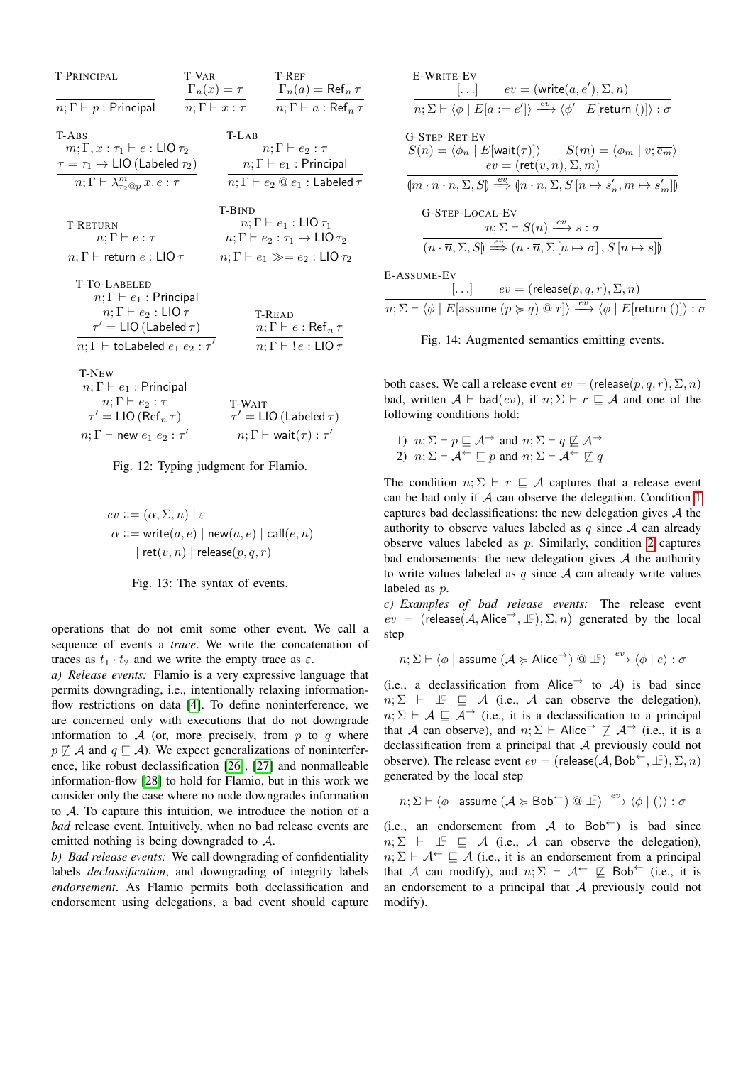$$\frac{}{n;\Gamma \vdash p : \mathsf{Principal}}\ \textsc{T-Principal} \qquad \frac{\Gamma_n(x) = \tau}{n;\Gamma \vdash x : \tau}\ \textsc{T-Var} \qquad \frac{\Gamma_n(a) = \mathsf{Ref}_n\ \tau}{n;\Gamma \vdash a : \mathsf{Ref}_n\ \tau}\ \textsc{T-Ref}$$

$$\frac{m;\Gamma, x : \tau_1 \vdash e : \mathsf{LIO}\ \tau_2 \quad \tau = \tau_1 \to \mathsf{LIO}\ (\mathsf{Labeled}\ \tau_2)}{n;\Gamma \vdash \lambda^m_{\tau_2 @ p}\ x.\ e : \tau}\ \textsc{T-Abs} \qquad \frac{n;\Gamma \vdash e_2 : \tau \quad n;\Gamma \vdash e_1 : \mathsf{Principal}}{n;\Gamma \vdash e_2 \mathbin{@} e_1 : \mathsf{Labeled}\ \tau}\ \textsc{T-Lab}$$

$$\frac{n;\Gamma \vdash e : \tau}{n;\Gamma \vdash \mathsf{return}\ e : \mathsf{LIO}\ \tau}\ \textsc{T-Return} \qquad \frac{n;\Gamma \vdash e_1 : \mathsf{LIO}\ \tau_1 \quad n;\Gamma \vdash e_2 : \tau_1 \to \mathsf{LIO}\ \tau_2}{n;\Gamma \vdash e_1 \gg\!= e_2 : \mathsf{LIO}\ \tau_2}\ \textsc{T-Bind}$$

$$\frac{n;\Gamma \vdash e_1 : \mathsf{Principal} \quad n;\Gamma \vdash e_2 : \mathsf{LIO}\ \tau \quad \tau' = \mathsf{LIO}\ (\mathsf{Labeled}\ \tau)}{n;\Gamma \vdash \mathsf{toLabeled}\ e_1\ e_2 : \tau'}\ \textsc{T-To-Labeled} \qquad \frac{n;\Gamma \vdash e : \mathsf{Ref}_n\ \tau}{n;\Gamma \vdash\ !e : \mathsf{LIO}\ \tau}\ \textsc{T-Read}$$

$$\frac{n;\Gamma \vdash e_1 : \mathsf{Principal} \quad n;\Gamma \vdash e_2 : \tau \quad \tau' = \mathsf{LIO}\ (\mathsf{Ref}_n\ \tau)}{n;\Gamma \vdash \mathsf{new}\ e_1\ e_2 : \tau'}\ \textsc{T-New} \qquad \frac{\tau' = \mathsf{LIO}\ (\mathsf{Labeled}\ \tau)}{n;\Gamma \vdash \mathsf{wait}(\tau) : \tau'}\ \textsc{T-Wait}$$

Fig. 12: Typing judgment for Flamio.

$$\begin{aligned} ev &::= (\alpha, \Sigma, n) \mid \varepsilon \\ \alpha &::= \mathsf{write}(a, e) \mid \mathsf{new}(a, e) \mid \mathsf{call}(e, n) \\ &\quad\ \mid \mathsf{ret}(v, n) \mid \mathsf{release}(p, q, r) \end{aligned}$$

Fig. 13: The syntax of events.

$$\frac{[\dots] \quad ev = (\mathsf{write}(a, e'), \Sigma, n)}{n;\Sigma \vdash \langle \phi \mid E[a := e'] \rangle \xrightarrow{ev} \langle \phi' \mid E[\mathsf{return}\ ()] \rangle : \sigma}\ \textsc{E-Write-Ev}$$

$$\frac{S(n) = \langle \phi_n \mid E[\mathsf{wait}(\tau)] \rangle \quad S(m) = \langle \phi_m \mid v; \overline{e_m} \rangle \quad ev = (\mathsf{ret}(v, n), \Sigma, m)}{(\!|m \cdot n \cdot \overline{\pi}, \Sigma, S|\!) \overset{ev}{\Longrightarrow} (\!|n \cdot \overline{\pi}, \Sigma, S\,[n \mapsto s'_n, m \mapsto s'_m]|\!)}\ \textsc{G-Step-Ret-Ev}$$

$$\frac{n;\Sigma \vdash S(n) \xrightarrow{ev} s : \sigma}{(\!|n \cdot \overline{\pi}, \Sigma, S|\!) \overset{ev}{\Longrightarrow} (\!|n \cdot \overline{\pi}, \Sigma\,[n \mapsto \sigma]\,, S\,[n \mapsto s]|\!)}\ \textsc{G-Step-Local-Ev}$$

$$\frac{[\dots] \quad ev = (\mathsf{release}(p, q, r), \Sigma, n)}{n;\Sigma \vdash \langle \phi \mid E[\mathsf{assume}\ (p \succcurlyeq q)\ @\ r] \rangle \xrightarrow{ev} \langle \phi \mid E[\mathsf{return}\ ()] \rangle : \sigma}\ \textsc{E-Assume-Ev}$$

Fig. 14: Augmented semantics emitting events.

operations that do not emit some other event. We call a sequence of events a *trace*. We write the concatenation of traces as $t_1 \cdot t_2$ and we write the empty trace as $\varepsilon$.

*a) Release events:* Flamio is a very expressive language that permits downgrading, i.e., intentionally relaxing information-flow restrictions on data [4]. To define noninterference, we are concerned only with executions that do not downgrade information to $\mathcal{A}$ (or, more precisely, from $p$ to $q$ where $p \not\sqsubseteq \mathcal{A}$ and $q \sqsubseteq \mathcal{A}$). We expect generalizations of noninterference, like robust declassification [26], [27] and nonmalleable information-flow [28] to hold for Flamio, but in this work we consider only the case where no node downgrades information to $\mathcal{A}$. To capture this intuition, we introduce the notion of a *bad* release event. Intuitively, when no bad release events are emitted nothing is being downgraded to $\mathcal{A}$.

*b) Bad release events:* We call downgrading of confidentiality labels *declassification*, and downgrading of integrity labels *endorsement*. As Flamio permits both declassification and endorsement using delegations, a bad event should capture both cases. We call a release event $ev = (\mathsf{release}(p, q, r), \Sigma, n)$ bad, written $\mathcal{A} \vdash \mathsf{bad}(ev)$, if $n;\Sigma \vdash r \sqsubseteq \mathcal{A}$ and one of the following conditions hold:

1) $n;\Sigma \vdash p \sqsubseteq \mathcal{A}^{\to}$ and $n;\Sigma \vdash q \not\sqsubseteq \mathcal{A}^{\to}$
2) $n;\Sigma \vdash \mathcal{A}^{\leftarrow} \sqsubseteq p$ and $n;\Sigma \vdash \mathcal{A}^{\leftarrow} \not\sqsubseteq q$

The condition $n;\Sigma \vdash r \sqsubseteq \mathcal{A}$ captures that a release event can be bad only if $\mathcal{A}$ can observe the delegation. Condition 1 captures bad declassifications: the new delegation gives $\mathcal{A}$ the authority to observe values labeled as $q$ since $\mathcal{A}$ can already observe values labeled as $p$. Similarly, condition 2 captures bad endorsements: the new delegation gives $\mathcal{A}$ the authority to write values labeled as $q$ since $\mathcal{A}$ can already write values labeled as $p$.

*c) Examples of bad release events:* The release event $ev = (\mathsf{release}(\mathcal{A}, \mathsf{Alice}^{\to}, \bot^{\sqsubseteq}), \Sigma, n)$ generated by the local step

$$n;\Sigma \vdash \langle \phi \mid \mathsf{assume}\ (\mathcal{A} \succcurlyeq \mathsf{Alice}^{\to})\ @\ \bot^{\sqsubseteq} \rangle \xrightarrow{ev} \langle \phi \mid e \rangle : \sigma$$

(i.e., a declassification from $\mathsf{Alice}^{\to}$ to $\mathcal{A}$) is bad since $n;\Sigma \vdash \bot^{\sqsubseteq} \sqsubseteq \mathcal{A}$ (i.e., $\mathcal{A}$ can observe the delegation), $n;\Sigma \vdash \mathcal{A} \sqsubseteq \mathcal{A}^{\to}$ (i.e., it is a declassification to a principal that $\mathcal{A}$ can observe), and $n;\Sigma \vdash \mathsf{Alice}^{\to} \not\sqsubseteq \mathcal{A}^{\to}$ (i.e., it is a declassification from a principal that $\mathcal{A}$ previously could not observe). The release event $ev = (\mathsf{release}(\mathcal{A}, \mathsf{Bob}^{\leftarrow}, \bot^{\sqsubseteq}), \Sigma, n)$ generated by the local step

$$n;\Sigma \vdash \langle \phi \mid \mathsf{assume}\ (\mathcal{A} \succcurlyeq \mathsf{Bob}^{\leftarrow})\ @\ \bot^{\sqsubseteq} \rangle \xrightarrow{ev} \langle \phi \mid () \rangle : \sigma$$

(i.e., an endorsement from $\mathcal{A}$ to $\mathsf{Bob}^{\leftarrow}$) is bad since $n;\Sigma \vdash \bot^{\sqsubseteq} \sqsubseteq \mathcal{A}$ (i.e., $\mathcal{A}$ can observe the delegation), $n;\Sigma \vdash \mathcal{A}^{\leftarrow} \sqsubseteq \mathcal{A}$ (i.e., it is an endorsement from a principal that $\mathcal{A}$ can modify), and $n;\Sigma \vdash \mathcal{A}^{\leftarrow} \not\sqsubseteq \mathsf{Bob}^{\leftarrow}$ (i.e., it is an endorsement to a principal that $\mathcal{A}$ previously could not modify).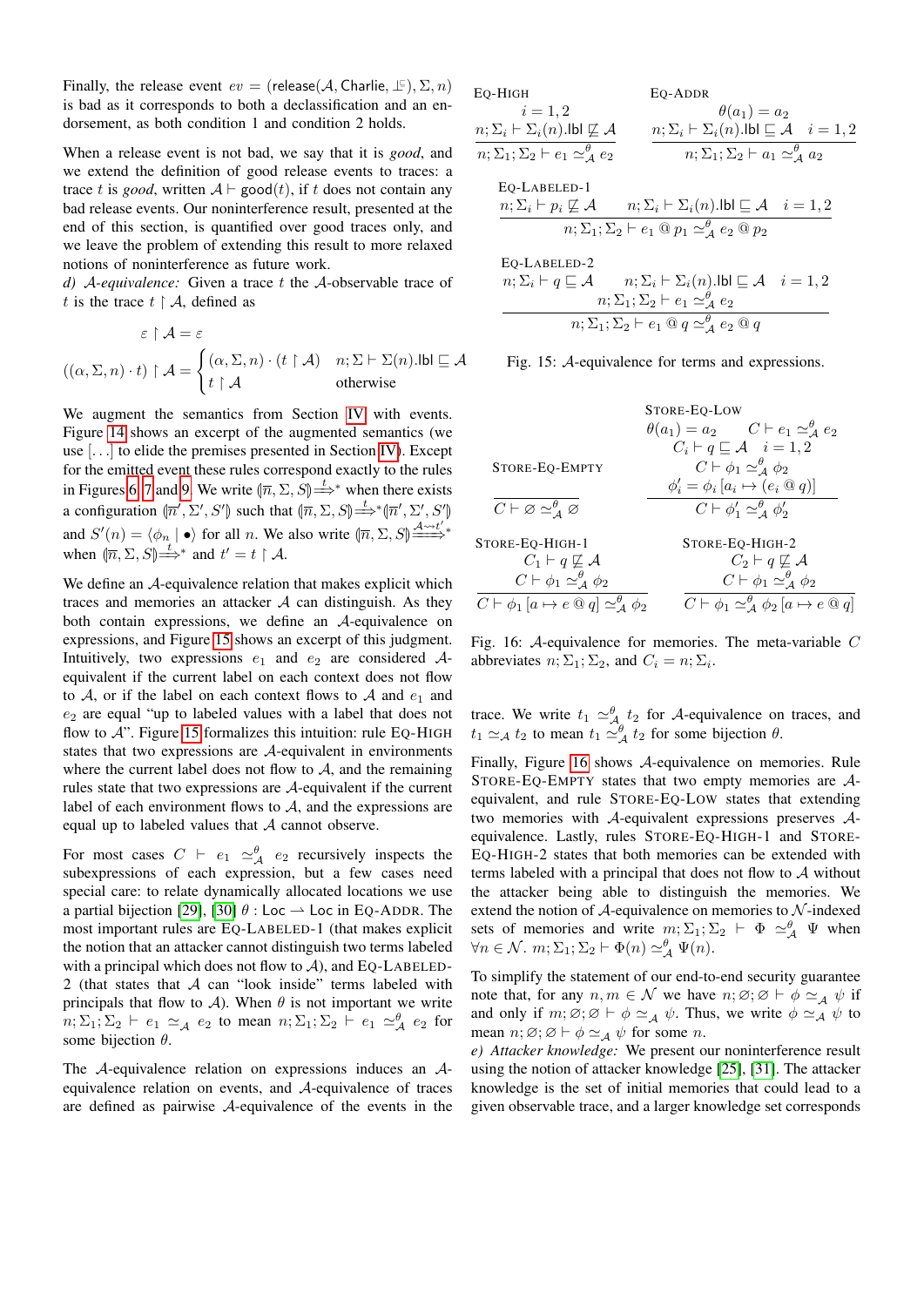Finally, the release event $ev = (\mathsf{release}(\mathcal{A}, \mathsf{Charlie}, \mathbb{F}), \Sigma, n)$ is bad as it corresponds to both a declassification and an endorsement, as both condition 1 and condition 2 holds.

When a release event is not bad, we say that it is *good*, and we extend the definition of good release events to traces: a trace $t$ is *good*, written $\mathcal{A} \vdash \mathsf{good}(t)$, if $t$ does not contain any bad release events. Our noninterference result, presented at the end of this section, is quantified over good traces only, and we leave the problem of extending this result to more relaxed notions of noninterference as future work.

*d) $\mathcal{A}$-equivalence:* Given a trace $t$ the $\mathcal{A}$-observable trace of $t$ is the trace $t \upharpoonright \mathcal{A}$, defined as

$$\varepsilon \upharpoonright \mathcal{A} = \varepsilon$$

$$((\alpha, \Sigma, n) \cdot t) \upharpoonright \mathcal{A} = \begin{cases} (\alpha, \Sigma, n) \cdot (t \upharpoonright \mathcal{A}) & n; \Sigma \vdash \Sigma(n).\mathsf{lbl} \sqsubseteq \mathcal{A} \\ t \upharpoonright \mathcal{A} & \text{otherwise} \end{cases}$$

We augment the semantics from Section IV with events. Figure 14 shows an excerpt of the augmented semantics (we use [...] to elide the premises presented in Section IV). Except for the emitted event these rules correspond exactly to the rules in Figures 6, 7 and 9. We write $(\overline{n}, \Sigma, S) \overset{t}{\Longrightarrow}{}^{*}$ when there exists a configuration $(\overline{n}', \Sigma', S')$ such that $(\overline{n}, \Sigma, S) \overset{t}{\Longrightarrow}{}^{*} (\overline{n}', \Sigma', S')$ and $S'(n) = \langle \phi_n \mid \bullet \rangle$ for all $n$. We also write $(\overline{n}, \Sigma, S) \overset{\mathcal{A} \rightsquigarrow t'}{\Longrightarrow}{}^{*}$ when $(\overline{n}, \Sigma, S) \overset{t}{\Longrightarrow}{}^{*}$ and $t' = t \upharpoonright \mathcal{A}$.

We define an $\mathcal{A}$-equivalence relation that makes explicit which traces and memories an attacker $\mathcal{A}$ can distinguish. As they both contain expressions, we define an $\mathcal{A}$-equivalence on expressions, and Figure 15 shows an excerpt of this judgment. Intuitively, two expressions $e_1$ and $e_2$ are considered $\mathcal{A}$-equivalent if the current label on each context does not flow to $\mathcal{A}$, or if the label on each context flows to $\mathcal{A}$ and $e_1$ and $e_2$ are equal "up to labeled values with a label that does not flow to $\mathcal{A}$". Figure 15 formalizes this intuition: rule EQ-HIGH states that two expressions are $\mathcal{A}$-equivalent in environments where the current label does not flow to $\mathcal{A}$, and the remaining rules state that two expressions are $\mathcal{A}$-equivalent if the current label of each environment flows to $\mathcal{A}$, and the expressions are equal up to labeled values that $\mathcal{A}$ cannot observe.

For most cases $C \vdash e_1 \simeq^{\theta}_{\mathcal{A}} e_2$ recursively inspects the subexpressions of each expression, but a few cases need special care: to relate dynamically allocated locations we use a partial bijection [29], [30] $\theta : \mathsf{Loc} \rightharpoonup \mathsf{Loc}$ in EQ-ADDR. The most important rules are EQ-LABELED-1 (that makes explicit the notion that an attacker cannot distinguish two terms labeled with a principal which does not flow to $\mathcal{A}$), and EQ-LABELED-2 (that states that $\mathcal{A}$ can "look inside" terms labeled with principals that flow to $\mathcal{A}$). When $\theta$ is not important we write $n; \Sigma_1; \Sigma_2 \vdash e_1 \simeq_{\mathcal{A}} e_2$ to mean $n; \Sigma_1; \Sigma_2 \vdash e_1 \simeq^{\theta}_{\mathcal{A}} e_2$ for some bijection $\theta$.

The $\mathcal{A}$-equivalence relation on expressions induces an $\mathcal{A}$-equivalence relation on events, and $\mathcal{A}$-equivalence of traces are defined as pairwise $\mathcal{A}$-equivalence of the events in the trace. We write $t_1 \simeq^{\theta}_{\mathcal{A}} t_2$ for $\mathcal{A}$-equivalence on traces, and $t_1 \simeq_{\mathcal{A}} t_2$ to mean $t_1 \simeq^{\theta}_{\mathcal{A}} t_2$ for some bijection $\theta$.

EQ-HIGH
$$\frac{i = 1,2 \qquad n; \Sigma_i \vdash \Sigma_i(n).\mathsf{lbl} \not\sqsubseteq \mathcal{A}}{n; \Sigma_1; \Sigma_2 \vdash e_1 \simeq^{\theta}_{\mathcal{A}} e_2}$$

EQ-ADDR
$$\frac{\theta(a_1) = a_2 \qquad n; \Sigma_i \vdash \Sigma_i(n).\mathsf{lbl} \sqsubseteq \mathcal{A} \quad i = 1,2}{n; \Sigma_1; \Sigma_2 \vdash a_1 \simeq^{\theta}_{\mathcal{A}} a_2}$$

EQ-LABELED-1
$$\frac{n; \Sigma_i \vdash p_i \not\sqsubseteq \mathcal{A} \qquad n; \Sigma_i \vdash \Sigma_i(n).\mathsf{lbl} \sqsubseteq \mathcal{A} \quad i = 1,2}{n; \Sigma_1; \Sigma_2 \vdash e_1 \mathbin{@} p_1 \simeq^{\theta}_{\mathcal{A}} e_2 \mathbin{@} p_2}$$

EQ-LABELED-2
$$\frac{\begin{array}{c} n; \Sigma_i \vdash q \sqsubseteq \mathcal{A} \qquad n; \Sigma_i \vdash \Sigma_i(n).\mathsf{lbl} \sqsubseteq \mathcal{A} \quad i = 1,2 \\ n; \Sigma_1; \Sigma_2 \vdash e_1 \simeq^{\theta}_{\mathcal{A}} e_2 \end{array}}{n; \Sigma_1; \Sigma_2 \vdash e_1 \mathbin{@} q \simeq^{\theta}_{\mathcal{A}} e_2 \mathbin{@} q}$$

Fig. 15: $\mathcal{A}$-equivalence for terms and expressions.

STORE-EQ-EMPTY
$$\frac{}{C \vdash \varnothing \simeq^{\theta}_{\mathcal{A}} \varnothing}$$

STORE-EQ-LOW
$$\frac{\begin{array}{c} \theta(a_1) = a_2 \qquad C \vdash e_1 \simeq^{\theta}_{\mathcal{A}} e_2 \\ C_i \vdash q \sqsubseteq \mathcal{A} \quad i = 1,2 \\ C \vdash \phi_1 \simeq^{\theta}_{\mathcal{A}} \phi_2 \\ \phi_i' = \phi_i\,[a_i \mapsto (e_i \mathbin{@} q)] \end{array}}{C \vdash \phi_1' \simeq^{\theta}_{\mathcal{A}} \phi_2'}$$

STORE-EQ-HIGH-1
$$\frac{C_1 \vdash q \not\sqsubseteq \mathcal{A} \qquad C \vdash \phi_1 \simeq^{\theta}_{\mathcal{A}} \phi_2}{C \vdash \phi_1\,[a \mapsto e \mathbin{@} q] \simeq^{\theta}_{\mathcal{A}} \phi_2}$$

STORE-EQ-HIGH-2
$$\frac{C_2 \vdash q \not\sqsubseteq \mathcal{A} \qquad C \vdash \phi_1 \simeq^{\theta}_{\mathcal{A}} \phi_2}{C \vdash \phi_1 \simeq^{\theta}_{\mathcal{A}} \phi_2\,[a \mapsto e \mathbin{@} q]}$$

Fig. 16: $\mathcal{A}$-equivalence for memories. The meta-variable $C$ abbreviates $n; \Sigma_1; \Sigma_2$, and $C_i = n; \Sigma_i$.

Finally, Figure 16 shows $\mathcal{A}$-equivalence on memories. Rule STORE-EQ-EMPTY states that two empty memories are $\mathcal{A}$-equivalent, and rule STORE-EQ-LOW states that extending two memories with $\mathcal{A}$-equivalent expressions preserves $\mathcal{A}$-equivalence. Lastly, rules STORE-EQ-HIGH-1 and STORE-EQ-HIGH-2 states that both memories can be extended with terms labeled with a principal that does not flow to $\mathcal{A}$ without the attacker being able to distinguish the memories. We extend the notion of $\mathcal{A}$-equivalence on memories to $\mathcal{N}$-indexed sets of memories and write $m; \Sigma_1; \Sigma_2 \vdash \Phi \simeq^{\theta}_{\mathcal{A}} \Psi$ when $\forall n \in \mathcal{N}.\ m; \Sigma_1; \Sigma_2 \vdash \Phi(n) \simeq^{\theta}_{\mathcal{A}} \Psi(n)$.

To simplify the statement of our end-to-end security guarantee note that, for any $n, m \in \mathcal{N}$ we have $n; \varnothing; \varnothing \vdash \phi \simeq_{\mathcal{A}} \psi$ if and only if $m; \varnothing; \varnothing \vdash \phi \simeq_{\mathcal{A}} \psi$. Thus, we write $\phi \simeq_{\mathcal{A}} \psi$ to mean $n; \varnothing; \varnothing \vdash \phi \simeq_{\mathcal{A}} \psi$ for some $n$.

*e) Attacker knowledge:* We present our noninterference result using the notion of attacker knowledge [25], [31]. The attacker knowledge is the set of initial memories that could lead to a given observable trace, and a larger knowledge set corresponds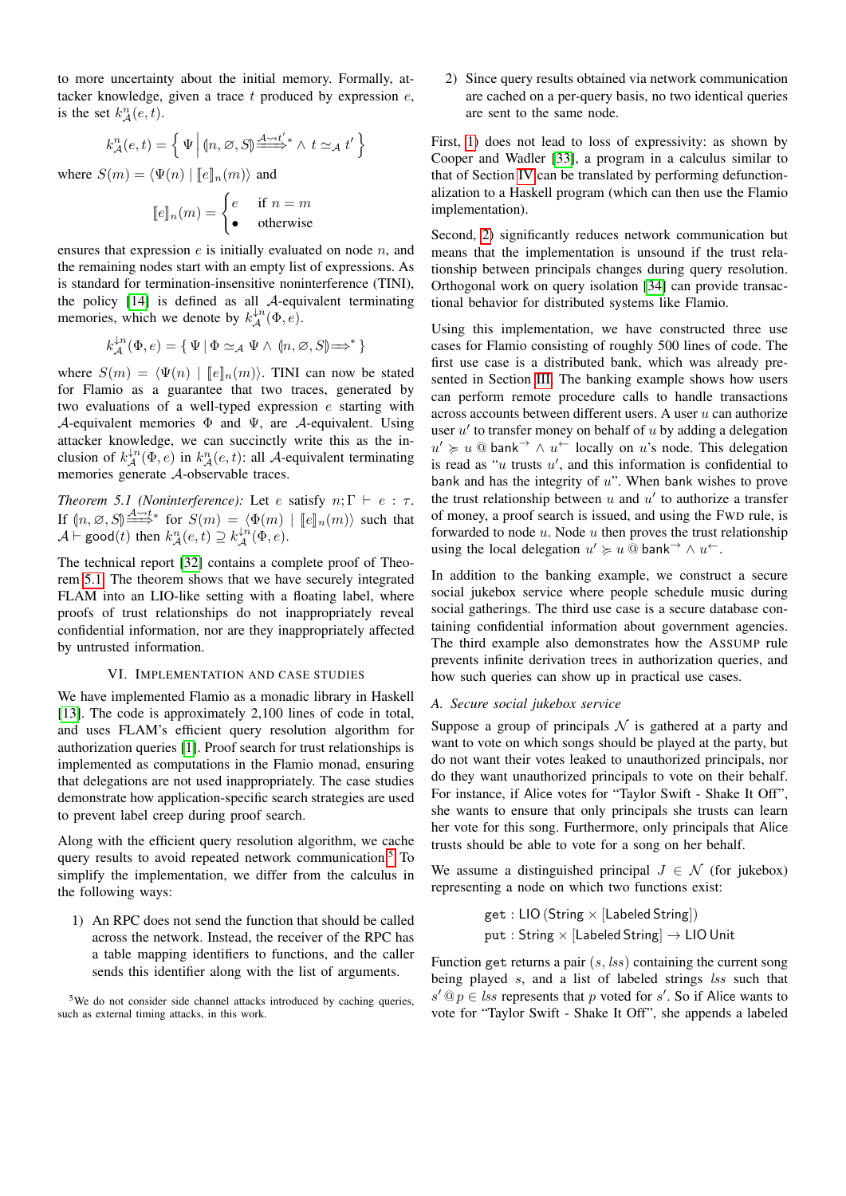to more uncertainty about the initial memory. Formally, attacker knowledge, given a trace $t$ produced by expression $e$, is the set $k^n_{\mathcal{A}}(e, t)$.

$$k^n_{\mathcal{A}}(e,t) = \left\{ \Psi \;\middle|\; (\!|n, \varnothing, S|\!) \overset{\mathcal{A} \rightsquigarrow t'}{\Longrightarrow}{}^{*} \wedge\, t \simeq_{\mathcal{A}} t' \right\}$$

where $S(m) = \langle \Psi(n) \mid [\![e]\!]_n(m) \rangle$ and

$$[\![e]\!]_n(m) = \begin{cases} e & \text{if } n = m \\ \bullet & \text{otherwise} \end{cases}$$

ensures that expression $e$ is initially evaluated on node $n$, and the remaining nodes start with an empty list of expressions. As is standard for termination-insensitive noninterference (TINI), the policy [14] is defined as all $\mathcal{A}$-equivalent terminating memories, which we denote by $k^{\downarrow n}_{\mathcal{A}}(\Phi, e)$.

$$k^{\downarrow n}_{\mathcal{A}}(\Phi, e) = \{ \Psi \mid \Phi \simeq_{\mathcal{A}} \Psi \wedge (\!|n, \varnothing, S|\!) \Longrightarrow^{*} \}$$

where $S(m) = \langle \Psi(n) \mid [\![e]\!]_n(m) \rangle$. TINI can now be stated for Flamio as a guarantee that two traces, generated by two evaluations of a well-typed expression $e$ starting with $\mathcal{A}$-equivalent memories $\Phi$ and $\Psi$, are $\mathcal{A}$-equivalent. Using attacker knowledge, we can succinctly write this as the inclusion of $k^{\downarrow n}_{\mathcal{A}}(\Phi, e)$ in $k^n_{\mathcal{A}}(e, t)$: all $\mathcal{A}$-equivalent terminating memories generate $\mathcal{A}$-observable traces.

*Theorem 5.1 (Noninterference):* Let $e$ satisfy $n; \Gamma \vdash e : \tau$. If $(\!|n, \varnothing, S|\!) \overset{\mathcal{A} \rightsquigarrow t}{\Longrightarrow}{}^{*}$ for $S(m) = \langle \Phi(m) \mid [\![e]\!]_n(m) \rangle$ such that $\mathcal{A} \vdash \mathsf{good}(t)$ then $k^n_{\mathcal{A}}(e, t) \supseteq k^{\downarrow n}_{\mathcal{A}}(\Phi, e)$.

The technical report [32] contains a complete proof of Theorem 5.1. The theorem shows that we have securely integrated FLAM into an LIO-like setting with a floating label, where proofs of trust relationships do not inappropriately reveal confidential information, nor are they inappropriately affected by untrusted information.

## VI. Implementation and Case Studies

We have implemented Flamio as a monadic library in Haskell [13]. The code is approximately 2,100 lines of code in total, and uses FLAM's efficient query resolution algorithm for authorization queries [1]. Proof search for trust relationships is implemented as computations in the Flamio monad, ensuring that delegations are not used inappropriately. The case studies demonstrate how application-specific search strategies are used to prevent label creep during proof search.

Along with the efficient query resolution algorithm, we cache query results to avoid repeated network communication.[5] To simplify the implementation, we differ from the calculus in the following ways:

1) An RPC does not send the function that should be called across the network. Instead, the receiver of the RPC has a table mapping identifiers to functions, and the caller sends this identifier along with the list of arguments.
2) Since query results obtained via network communication are cached on a per-query basis, no two identical queries are sent to the same node.

First, 1) does not lead to loss of expressivity: as shown by Cooper and Wadler [33], a program in a calculus similar to that of Section IV can be translated by performing defunctionalization to a Haskell program (which can then use the Flamio implementation).

Second, 2) significantly reduces network communication but means that the implementation is unsound if the trust relationship between principals changes during query resolution. Orthogonal work on query isolation [34] can provide transactional behavior for distributed systems like Flamio.

Using this implementation, we have constructed three use cases for Flamio consisting of roughly 500 lines of code. The first use case is a distributed bank, which was already presented in Section III. The banking example shows how users can perform remote procedure calls to handle transactions across accounts between different users. A user $u$ can authorize user $u'$ to transfer money on behalf of $u$ by adding a delegation $u' \succcurlyeq u \,@\, \mathsf{bank}^{\rightarrow} \wedge u^{\leftarrow}$ locally on $u$'s node. This delegation is read as "$u$ trusts $u'$, and this information is confidential to $\mathsf{bank}$ and has the integrity of $u$". When $\mathsf{bank}$ wishes to prove the trust relationship between $u$ and $u'$ to authorize a transfer of money, a proof search is issued, and using the FWD rule, is forwarded to node $u$. Node $u$ then proves the trust relationship using the local delegation $u' \succcurlyeq u \,@\, \mathsf{bank}^{\rightarrow} \wedge u^{\leftarrow}$.

In addition to the banking example, we construct a secure social jukebox service where people schedule music during social gatherings. The third use case is a secure database containing confidential information about government agencies. The third example also demonstrates how the ASSUMP rule prevents infinite derivation trees in authorization queries, and how such queries can show up in practical use cases.

### A. Secure social jukebox service

Suppose a group of principals $\mathcal{N}$ is gathered at a party and want to vote on which songs should be played at the party, but do not want their votes leaked to unauthorized principals, nor do they want unauthorized principals to vote on their behalf. For instance, if Alice votes for "Taylor Swift - Shake It Off", she wants to ensure that only principals she trusts can learn her vote for this song. Furthermore, only principals that Alice trusts should be able to vote for a song on her behalf.

We assume a distinguished principal $J \in \mathcal{N}$ (for jukebox) representing a node on which two functions exist:

$$\begin{aligned} &\mathsf{get} : \mathsf{LIO}\,(\mathsf{String} \times [\mathsf{Labeled\,String}]) \\ &\mathsf{put} : \mathsf{String} \times [\mathsf{Labeled\,String}] \rightarrow \mathsf{LIO\,Unit} \end{aligned}$$

Function $\mathsf{get}$ returns a pair $(s, lss)$ containing the current song being played $s$, and a list of labeled strings $lss$ such that $s' \,@\, p \in lss$ represents that $p$ voted for $s'$. So if Alice wants to vote for "Taylor Swift - Shake It Off", she appends a labeled

[5] We do not consider side channel attacks introduced by caching queries, such as external timing attacks, in this work.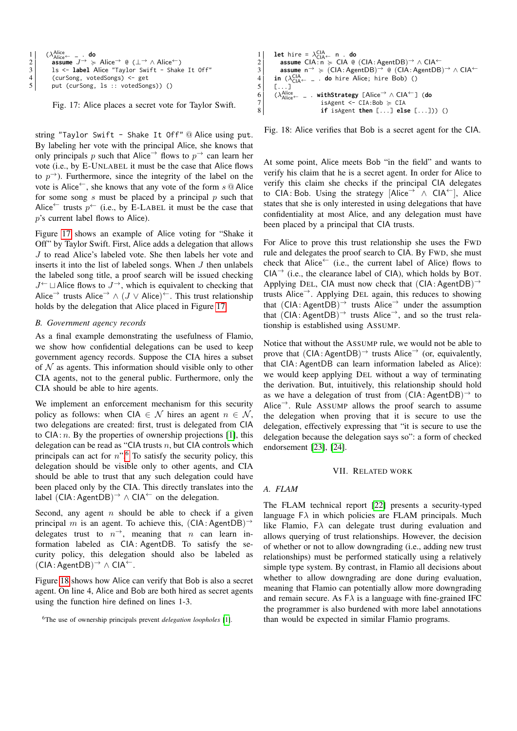```
1   (λ^Alice_Alice← _ . do
2     assume J→ ≽ Alice→ @ (⊥→ ∧ Alice←)
3     ls <- label Alice "Taylor Swift - Shake It Off"
4     (curSong, votedSongs) <- get
5     put (curSong, ls :: votedSongs)) ()
```

Fig. 17: Alice places a secret vote for Taylor Swift.

string "Taylor Swift - Shake It Off" @ Alice using put. By labeling her vote with the principal Alice, she knows that only principals $p$ such that $\text{Alice}^{\rightarrow}$ flows to $p^{\rightarrow}$ can learn her vote (i.e., by E-UNLABEL it must be the case that Alice flows to $p^{\rightarrow}$). Furthermore, since the integrity of the label on the vote is $\text{Alice}^{\leftarrow}$, she knows that any vote of the form $s$ @ Alice for some song $s$ must be placed by a principal $p$ such that $\text{Alice}^{\leftarrow}$ trusts $p^{\leftarrow}$ (i.e., by E-LABEL it must be the case that $p$'s current label flows to Alice).

Figure 17 shows an example of Alice voting for "Shake it Off" by Taylor Swift. First, Alice adds a delegation that allows $J$ to read Alice's labeled vote. She then labels her vote and inserts it into the list of labeled songs. When $J$ then unlabels the labeled song title, a proof search will be issued checking $J^{\leftarrow} \sqcup \text{Alice}$ flows to $J^{\rightarrow}$, which is equivalent to checking that $\text{Alice}^{\rightarrow}$ trusts $\text{Alice}^{\rightarrow} \wedge (J \vee \text{Alice})^{\leftarrow}$. This trust relationship holds by the delegation that Alice placed in Figure 17.

### *B. Government agency records*

As a final example demonstrating the usefulness of Flamio, we show how confidential delegations can be used to keep government agency records. Suppose the CIA hires a subset of $\mathcal{N}$ as agents. This information should visible only to other CIA agents, not to the general public. Furthermore, only the CIA should be able to hire agents.

We implement an enforcement mechanism for this security policy as follows: when $\text{CIA} \in \mathcal{N}$ hires an agent $n \in \mathcal{N}$, two delegations are created: first, trust is delegated from CIA to CIA: $n$. By the properties of ownership projections [1], this delegation can be read as "CIA trusts $n$, but CIA controls which principals can act for $n$".[6] To satisfy the security policy, this delegation should be visible only to other agents, and CIA should be able to trust that any such delegation could have been placed only by the CIA. This directly translates into the label $(\text{CIA}:\text{AgentDB})^{\rightarrow} \wedge \text{CIA}^{\leftarrow}$ on the delegation.

Second, any agent $n$ should be able to check if a given principal $m$ is an agent. To achieve this, $(\text{CIA}:\text{AgentDB})^{\rightarrow}$ delegates trust to $n^{\rightarrow}$, meaning that $n$ can learn information labeled as CIA: AgentDB. To satisfy the security policy, this delegation should also be labeled as $(\text{CIA}:\text{AgentDB})^{\rightarrow} \wedge \text{CIA}^{\leftarrow}$.

Figure 18 shows how Alice can verify that Bob is also a secret agent. On line 4, Alice and Bob are both hired as secret agents using the function hire defined on lines 1-3.

[6]The use of ownership principals prevent *delegation loopholes* [1].

```
1   let hire = λ^CIA_CIA← n . do
2     assume CIA:n ≽ CIA @ (CIA:AgentDB)→ ∧ CIA←
3     assume n→ ≽ (CIA:AgentDB)→ @ (CIA:AgentDB)→ ∧ CIA←
4   in (λ^CIA_CIA← _ . do hire Alice; hire Bob) ()
5   [...]
6   (λ^Alice_Alice← _ . withStrategy [Alice→ ∧ CIA←] (do
7           isAgent <- CIA:Bob ≽ CIA
8           if isAgent then [...] else [...])) ()
```

Fig. 18: Alice verifies that Bob is a secret agent for the CIA.

At some point, Alice meets Bob "in the field" and wants to verify his claim that he is a secret agent. In order for Alice to verify this claim she checks if the principal CIA delegates to CIA: Bob. Using the strategy $[\text{Alice}^{\rightarrow} \wedge \text{CIA}^{\leftarrow}]$, Alice states that she is only interested in using delegations that have confidentiality at most Alice, and any delegation must have been placed by a principal that CIA trusts.

For Alice to prove this trust relationship she uses the FWD rule and delegates the proof search to CIA. By FWD, she must check that $\text{Alice}^{\leftarrow}$ (i.e., the current label of Alice) flows to $\text{CIA}^{\rightarrow}$ (i.e., the clearance label of CIA), which holds by BOT. Applying DEL, CIA must now check that $(\text{CIA}:\text{AgentDB})^{\rightarrow}$ trusts $\text{Alice}^{\rightarrow}$. Applying DEL again, this reduces to showing that $(\text{CIA}:\text{AgentDB})^{\rightarrow}$ trusts $\text{Alice}^{\rightarrow}$ under the assumption that $(\text{CIA}:\text{AgentDB})^{\rightarrow}$ trusts $\text{Alice}^{\rightarrow}$, and so the trust relationship is established using ASSUMP.

Notice that without the ASSUMP rule, we would not be able to prove that $(\text{CIA}:\text{AgentDB})^{\rightarrow}$ trusts $\text{Alice}^{\rightarrow}$ (or, equivalently, that CIA: AgentDB can learn information labeled as Alice): we would keep applying DEL without a way of terminating the derivation. But, intuitively, this relationship should hold as we have a delegation of trust from $(\text{CIA}:\text{AgentDB})^{\rightarrow}$ to $\text{Alice}^{\rightarrow}$. Rule ASSUMP allows the proof search to assume the delegation when proving that it is secure to use the delegation, effectively expressing that "it is secure to use the delegation because the delegation says so": a form of checked endorsement [23], [24].

## VII. RELATED WORK

### *A. FLAM*

The FLAM technical report [22] presents a security-typed language $F\lambda$ in which policies are FLAM principals. Much like Flamio, $F\lambda$ can delegate trust during evaluation and allows querying of trust relationships. However, the decision of whether or not to allow downgrading (i.e., adding new trust relationships) must be performed statically using a relatively simple type system. By contrast, in Flamio all decisions about whether to allow downgrading are done during evaluation, meaning that Flamio can potentially allow more downgrading and remain secure. As $F\lambda$ is a language with fine-grained IFC the programmer is also burdened with more label annotations than would be expected in similar Flamio programs.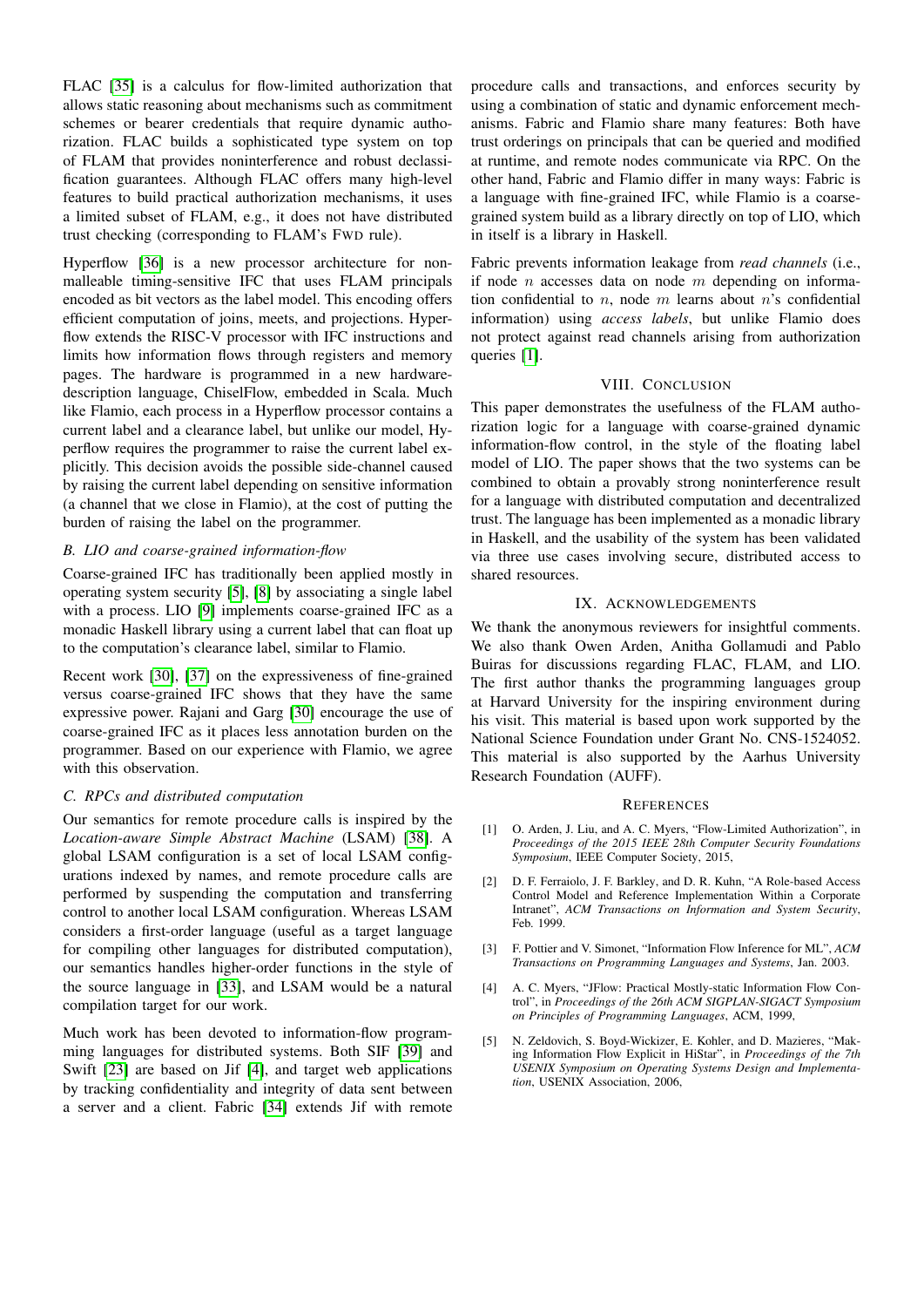FLAC [35] is a calculus for flow-limited authorization that allows static reasoning about mechanisms such as commitment schemes or bearer credentials that require dynamic authorization. FLAC builds a sophisticated type system on top of FLAM that provides noninterference and robust declassification guarantees. Although FLAC offers many high-level features to build practical authorization mechanisms, it uses a limited subset of FLAM, e.g., it does not have distributed trust checking (corresponding to FLAM's FWD rule).

Hyperflow [36] is a new processor architecture for non-malleable timing-sensitive IFC that uses FLAM principals encoded as bit vectors as the label model. This encoding offers efficient computation of joins, meets, and projections. Hyperflow extends the RISC-V processor with IFC instructions and limits how information flows through registers and memory pages. The hardware is programmed in a new hardware-description language, ChiselFlow, embedded in Scala. Much like Flamio, each process in a Hyperflow processor contains a current label and a clearance label, but unlike our model, Hyperflow requires the programmer to raise the current label explicitly. This decision avoids the possible side-channel caused by raising the current label depending on sensitive information (a channel that we close in Flamio), at the cost of putting the burden of raising the label on the programmer.

### B. LIO and coarse-grained information-flow

Coarse-grained IFC has traditionally been applied mostly in operating system security [5], [8] by associating a single label with a process. LIO [9] implements coarse-grained IFC as a monadic Haskell library using a current label that can float up to the computation's clearance label, similar to Flamio.

Recent work [30], [37] on the expressiveness of fine-grained versus coarse-grained IFC shows that they have the same expressive power. Rajani and Garg [30] encourage the use of coarse-grained IFC as it places less annotation burden on the programmer. Based on our experience with Flamio, we agree with this observation.

### C. RPCs and distributed computation

Our semantics for remote procedure calls is inspired by the *Location-aware Simple Abstract Machine* (LSAM) [38]. A global LSAM configuration is a set of local LSAM configurations indexed by names, and remote procedure calls are performed by suspending the computation and transferring control to another local LSAM configuration. Whereas LSAM considers a first-order language (useful as a target language for compiling other languages for distributed computation), our semantics handles higher-order functions in the style of the source language in [33], and LSAM would be a natural compilation target for our work.

Much work has been devoted to information-flow programming languages for distributed systems. Both SIF [39] and Swift [23] are based on Jif [4], and target web applications by tracking confidentiality and integrity of data sent between a server and a client. Fabric [34] extends Jif with remote procedure calls and transactions, and enforces security by using a combination of static and dynamic enforcement mechanisms. Fabric and Flamio share many features: Both have trust orderings on principals that can be queried and modified at runtime, and remote nodes communicate via RPC. On the other hand, Fabric and Flamio differ in many ways: Fabric is a language with fine-grained IFC, while Flamio is a coarse-grained system build as a library directly on top of LIO, which in itself is a library in Haskell.

Fabric prevents information leakage from *read channels* (i.e., if node $n$ accesses data on node $m$ depending on information confidential to $n$, node $m$ learns about $n$'s confidential information) using *access labels*, but unlike Flamio does not protect against read channels arising from authorization queries [1].

## VIII. Conclusion

This paper demonstrates the usefulness of the FLAM authorization logic for a language with coarse-grained dynamic information-flow control, in the style of the floating label model of LIO. The paper shows that the two systems can be combined to obtain a provably strong noninterference result for a language with distributed computation and decentralized trust. The language has been implemented as a monadic library in Haskell, and the usability of the system has been validated via three use cases involving secure, distributed access to shared resources.

## IX. Acknowledgements

We thank the anonymous reviewers for insightful comments. We also thank Owen Arden, Anitha Gollamudi and Pablo Buiras for discussions regarding FLAC, FLAM, and LIO. The first author thanks the programming languages group at Harvard University for the inspiring environment during his visit. This material is based upon work supported by the National Science Foundation under Grant No. CNS-1524052. This material is also supported by the Aarhus University Research Foundation (AUFF).

## References

[1] O. Arden, J. Liu, and A. C. Myers, "Flow-Limited Authorization", in *Proceedings of the 2015 IEEE 28th Computer Security Foundations Symposium*, IEEE Computer Society, 2015,

[2] D. F. Ferraiolo, J. F. Barkley, and D. R. Kuhn, "A Role-based Access Control Model and Reference Implementation Within a Corporate Intranet", *ACM Transactions on Information and System Security*, Feb. 1999.

[3] F. Pottier and V. Simonet, "Information Flow Inference for ML", *ACM Transactions on Programming Languages and Systems*, Jan. 2003.

[4] A. C. Myers, "JFlow: Practical Mostly-static Information Flow Control", in *Proceedings of the 26th ACM SIGPLAN-SIGACT Symposium on Principles of Programming Languages*, ACM, 1999,

[5] N. Zeldovich, S. Boyd-Wickizer, E. Kohler, and D. Mazieres, "Making Information Flow Explicit in HiStar", in *Proceedings of the 7th USENIX Symposium on Operating Systems Design and Implementation*, USENIX Association, 2006,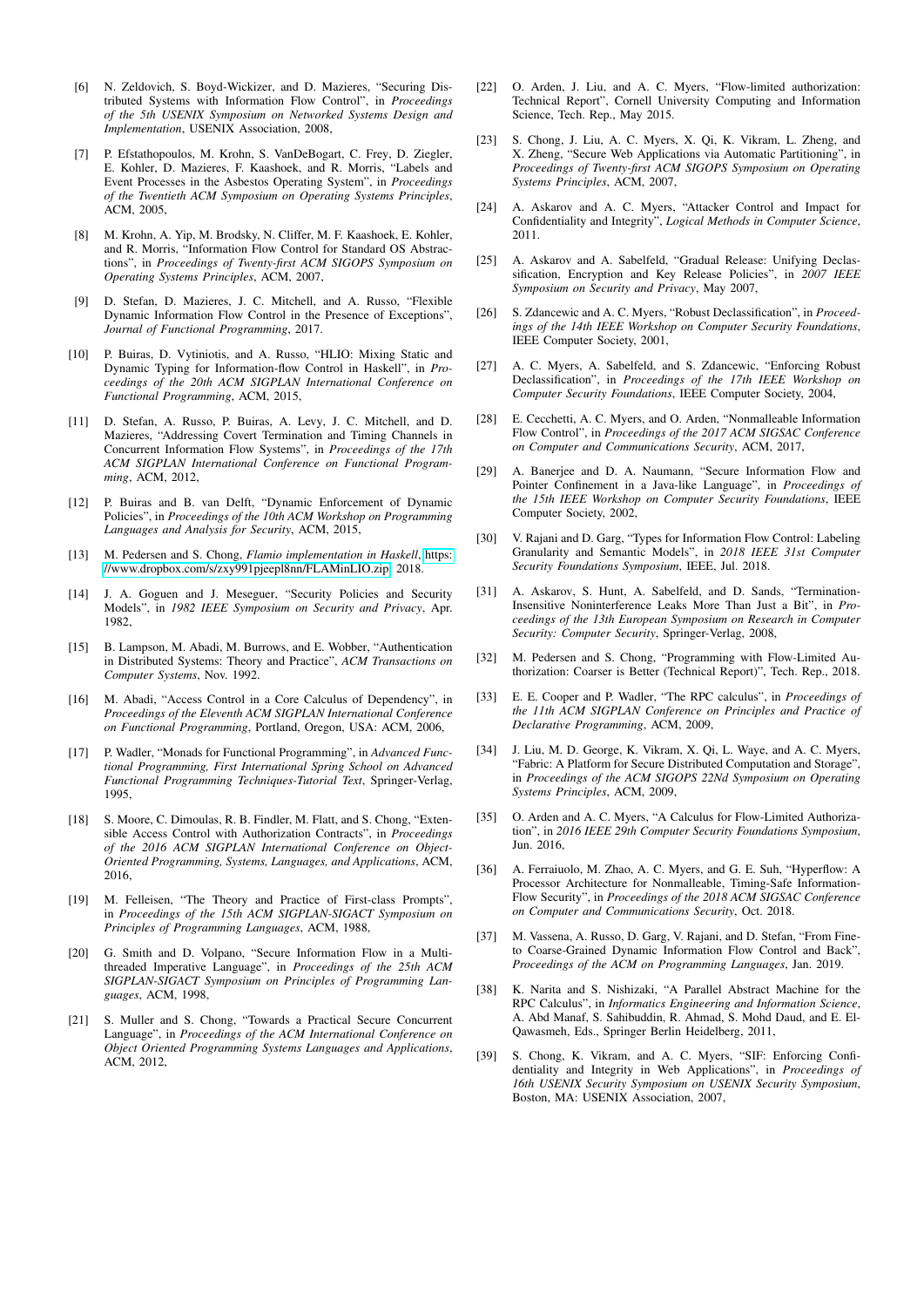[6] N. Zeldovich, S. Boyd-Wickizer, and D. Mazieres, "Securing Distributed Systems with Information Flow Control", in *Proceedings of the 5th USENIX Symposium on Networked Systems Design and Implementation*, USENIX Association, 2008,

[7] P. Efstathopoulos, M. Krohn, S. VanDeBogart, C. Frey, D. Ziegler, E. Kohler, D. Mazieres, F. Kaashoek, and R. Morris, "Labels and Event Processes in the Asbestos Operating System", in *Proceedings of the Twentieth ACM Symposium on Operating Systems Principles*, ACM, 2005,

[8] M. Krohn, A. Yip, M. Brodsky, N. Cliffer, M. F. Kaashoek, E. Kohler, and R. Morris, "Information Flow Control for Standard OS Abstractions", in *Proceedings of Twenty-first ACM SIGOPS Symposium on Operating Systems Principles*, ACM, 2007,

[9] D. Stefan, D. Mazieres, J. C. Mitchell, and A. Russo, "Flexible Dynamic Information Flow Control in the Presence of Exceptions", *Journal of Functional Programming*, 2017.

[10] P. Buiras, D. Vytiniotis, and A. Russo, "HLIO: Mixing Static and Dynamic Typing for Information-flow Control in Haskell", in *Proceedings of the 20th ACM SIGPLAN International Conference on Functional Programming*, ACM, 2015,

[11] D. Stefan, A. Russo, P. Buiras, A. Levy, J. C. Mitchell, and D. Mazieres, "Addressing Covert Termination and Timing Channels in Concurrent Information Flow Systems", in *Proceedings of the 17th ACM SIGPLAN International Conference on Functional Programming*, ACM, 2012,

[12] P. Buiras and B. van Delft, "Dynamic Enforcement of Dynamic Policies", in *Proceedings of the 10th ACM Workshop on Programming Languages and Analysis for Security*, ACM, 2015,

[13] M. Pedersen and S. Chong, *Flamio implementation in Haskell*, https://www.dropbox.com/s/zxy991pjeepl8nn/FLAMinLIO.zip, 2018.

[14] J. A. Goguen and J. Meseguer, "Security Policies and Security Models", in *1982 IEEE Symposium on Security and Privacy*, Apr. 1982,

[15] B. Lampson, M. Abadi, M. Burrows, and E. Wobber, "Authentication in Distributed Systems: Theory and Practice", *ACM Transactions on Computer Systems*, Nov. 1992.

[16] M. Abadi, "Access Control in a Core Calculus of Dependency", in *Proceedings of the Eleventh ACM SIGPLAN International Conference on Functional Programming*, Portland, Oregon, USA: ACM, 2006,

[17] P. Wadler, "Monads for Functional Programming", in *Advanced Functional Programming, First International Spring School on Advanced Functional Programming Techniques-Tutorial Text*, Springer-Verlag, 1995,

[18] S. Moore, C. Dimoulas, R. B. Findler, M. Flatt, and S. Chong, "Extensible Access Control with Authorization Contracts", in *Proceedings of the 2016 ACM SIGPLAN International Conference on Object-Oriented Programming, Systems, Languages, and Applications*, ACM, 2016,

[19] M. Felleisen, "The Theory and Practice of First-class Prompts", in *Proceedings of the 15th ACM SIGPLAN-SIGACT Symposium on Principles of Programming Languages*, ACM, 1988,

[20] G. Smith and D. Volpano, "Secure Information Flow in a Multi-threaded Imperative Language", in *Proceedings of the 25th ACM SIGPLAN-SIGACT Symposium on Principles of Programming Languages*, ACM, 1998,

[21] S. Muller and S. Chong, "Towards a Practical Secure Concurrent Language", in *Proceedings of the ACM International Conference on Object Oriented Programming Systems Languages and Applications*, ACM, 2012,

[22] O. Arden, J. Liu, and A. C. Myers, "Flow-limited authorization: Technical Report", Cornell University Computing and Information Science, Tech. Rep., May 2015.

[23] S. Chong, J. Liu, A. C. Myers, X. Qi, K. Vikram, L. Zheng, and X. Zheng, "Secure Web Applications via Automatic Partitioning", in *Proceedings of Twenty-first ACM SIGOPS Symposium on Operating Systems Principles*, ACM, 2007,

[24] A. Askarov and A. C. Myers, "Attacker Control and Impact for Confidentiality and Integrity", *Logical Methods in Computer Science*, 2011.

[25] A. Askarov and A. Sabelfeld, "Gradual Release: Unifying Declassification, Encryption and Key Release Policies", in *2007 IEEE Symposium on Security and Privacy*, May 2007,

[26] S. Zdancewic and A. C. Myers, "Robust Declassification", in *Proceedings of the 14th IEEE Workshop on Computer Security Foundations*, IEEE Computer Society, 2001,

[27] A. C. Myers, A. Sabelfeld, and S. Zdancewic, "Enforcing Robust Declassification", in *Proceedings of the 17th IEEE Workshop on Computer Security Foundations*, IEEE Computer Society, 2004,

[28] E. Cecchetti, A. C. Myers, and O. Arden, "Nonmalleable Information Flow Control", in *Proceedings of the 2017 ACM SIGSAC Conference on Computer and Communications Security*, ACM, 2017,

[29] A. Banerjee and D. A. Naumann, "Secure Information Flow and Pointer Confinement in a Java-like Language", in *Proceedings of the 15th IEEE Workshop on Computer Security Foundations*, IEEE Computer Society, 2002,

[30] V. Rajani and D. Garg, "Types for Information Flow Control: Labeling Granularity and Semantic Models", in *2018 IEEE 31st Computer Security Foundations Symposium*, IEEE, Jul. 2018.

[31] A. Askarov, S. Hunt, A. Sabelfeld, and D. Sands, "Termination-Insensitive Noninterference Leaks More Than Just a Bit", in *Proceedings of the 13th European Symposium on Research in Computer Security: Computer Security*, Springer-Verlag, 2008,

[32] M. Pedersen and S. Chong, "Programming with Flow-Limited Authorization: Coarser is Better (Technical Report)", Tech. Rep., 2018.

[33] E. E. Cooper and P. Wadler, "The RPC calculus", in *Proceedings of the 11th ACM SIGPLAN Conference on Principles and Practice of Declarative Programming*, ACM, 2009,

[34] J. Liu, M. D. George, K. Vikram, X. Qi, L. Waye, and A. C. Myers, "Fabric: A Platform for Secure Distributed Computation and Storage", in *Proceedings of the ACM SIGOPS 22Nd Symposium on Operating Systems Principles*, ACM, 2009,

[35] O. Arden and A. C. Myers, "A Calculus for Flow-Limited Authorization", in *2016 IEEE 29th Computer Security Foundations Symposium*, Jun. 2016,

[36] A. Ferraiuolo, M. Zhao, A. C. Myers, and G. E. Suh, "Hyperflow: A Processor Architecture for Nonmalleable, Timing-Safe Information-Flow Security", in *Proceedings of the 2018 ACM SIGSAC Conference on Computer and Communications Security*, Oct. 2018.

[37] M. Vassena, A. Russo, D. Garg, V. Rajani, and D. Stefan, "From Fine- to Coarse-Grained Dynamic Information Flow Control and Back", *Proceedings of the ACM on Programming Languages*, Jan. 2019.

[38] K. Narita and S. Nishizaki, "A Parallel Abstract Machine for the RPC Calculus", in *Informatics Engineering and Information Science*, A. Abd Manaf, S. Sahibuddin, R. Ahmad, S. Mohd Daud, and E. El-Qawasmeh, Eds., Springer Berlin Heidelberg, 2011,

[39] S. Chong, K. Vikram, and A. C. Myers, "SIF: Enforcing Confidentiality and Integrity in Web Applications", in *Proceedings of 16th USENIX Security Symposium on USENIX Security Symposium*, Boston, MA: USENIX Association, 2007,